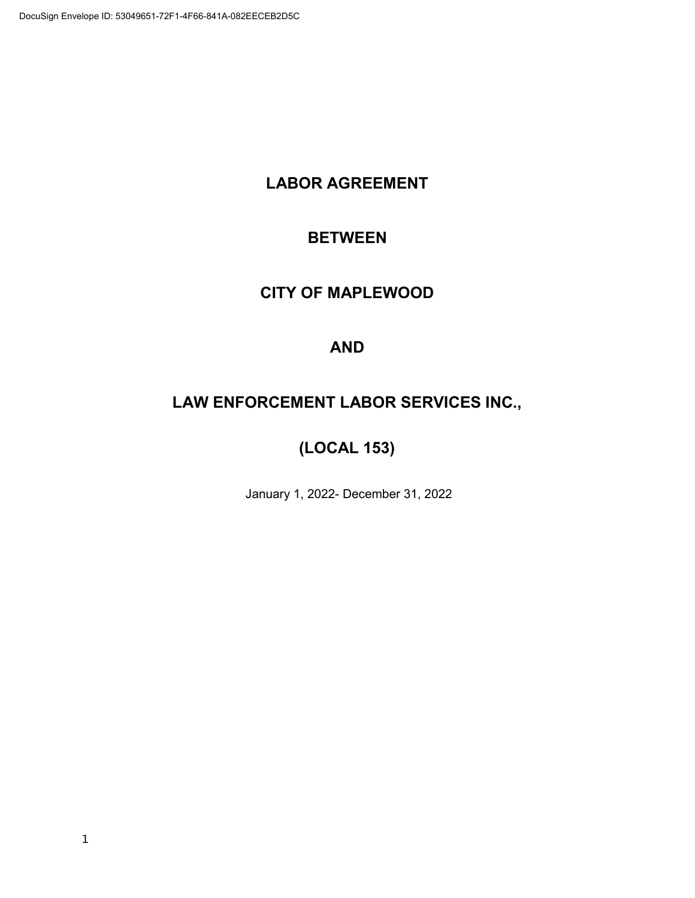DocuSign Envelope ID: 53049651-72F1-4F66-841A-082EECEB2D5C

# LABOR AGREEMENT

# BETWEEN

# CITY OF MAPLEWOOD

# AND

# LAW ENFORCEMENT LABOR SERVICES INC.,

# (LOCAL 153)

January 1, 2022- December 31, 2022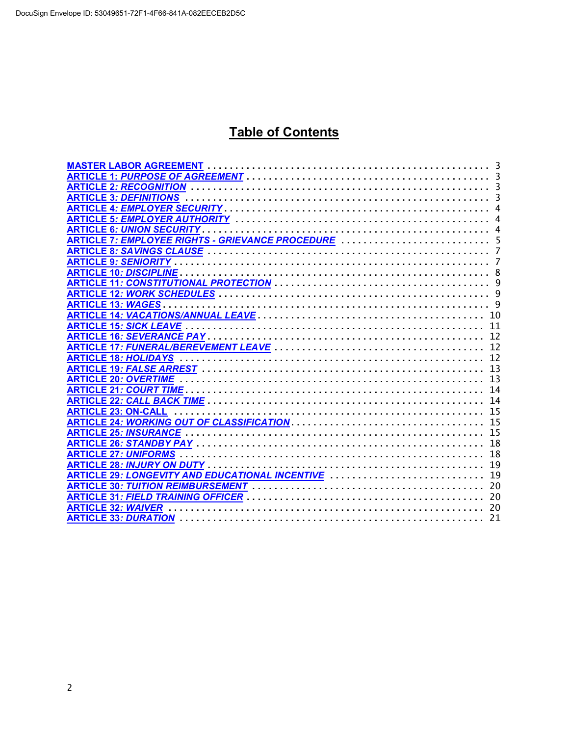# Table of Contents

| | |
|---|---|
| MASTER LABOR AGREEMENT | 3 |
| ARTICLE 1: PURPOSE OF AGREEMENT | 3 |
| ARTICLE 2: RECOGNITION | 3 |
| ARTICLE 3: DEFINITIONS | 3 |
| ARTICLE 4: EMPLOYER SECURITY | 4 |
| ARTICLE 5: EMPLOYER AUTHORITY | 4 |
| ARTICLE 6: UNION SECURITY | 4 |
| ARTICLE 7: EMPLOYEE RIGHTS - GRIEVANCE PROCEDURE | 5 |
| ARTICLE 8: SAVINGS CLAUSE | 7 |
| ARTICLE 9: SENIORITY | 7 |
| ARTICLE 10: DISCIPLINE | 8 |
| ARTICLE 11: CONSTITUTIONAL PROTECTION | 9 |
| ARTICLE 12: WORK SCHEDULES | 9 |
| ARTICLE 13: WAGES | 9 |
| ARTICLE 14: VACATIONS/ANNUAL LEAVE | 10 |
| ARTICLE 15: SICK LEAVE | 11 |
| ARTICLE 16: SEVERANCE PAY | 12 |
| ARTICLE 17: FUNERAL/BEREVEMENT LEAVE | 12 |
| ARTICLE 18: HOLIDAYS | 12 |
| ARTICLE 19: FALSE ARREST | 13 |
| ARTICLE 20: OVERTIME | 13 |
| ARTICLE 21: COURT TIME | 14 |
| ARTICLE 22: CALL BACK TIME | 14 |
| ARTICLE 23: ON-CALL | 15 |
| ARTICLE 24: WORKING OUT OF CLASSIFICATION | 15 |
| ARTICLE 25: INSURANCE | 15 |
| ARTICLE 26: STANDBY PAY | 18 |
| ARTICLE 27: UNIFORMS | 18 |
| ARTICLE 28: INJURY ON DUTY | 19 |
| ARTICLE 29: LONGEVITY AND EDUCATIONAL INCENTIVE | 19 |
| ARTICLE 30: TUITION REIMBURSEMENT | 20 |
| ARTICLE 31: FIELD TRAINING OFFICER | 20 |
| ARTICLE 32: WAIVER | 20 |
| ARTICLE 33: DURATION | 21 |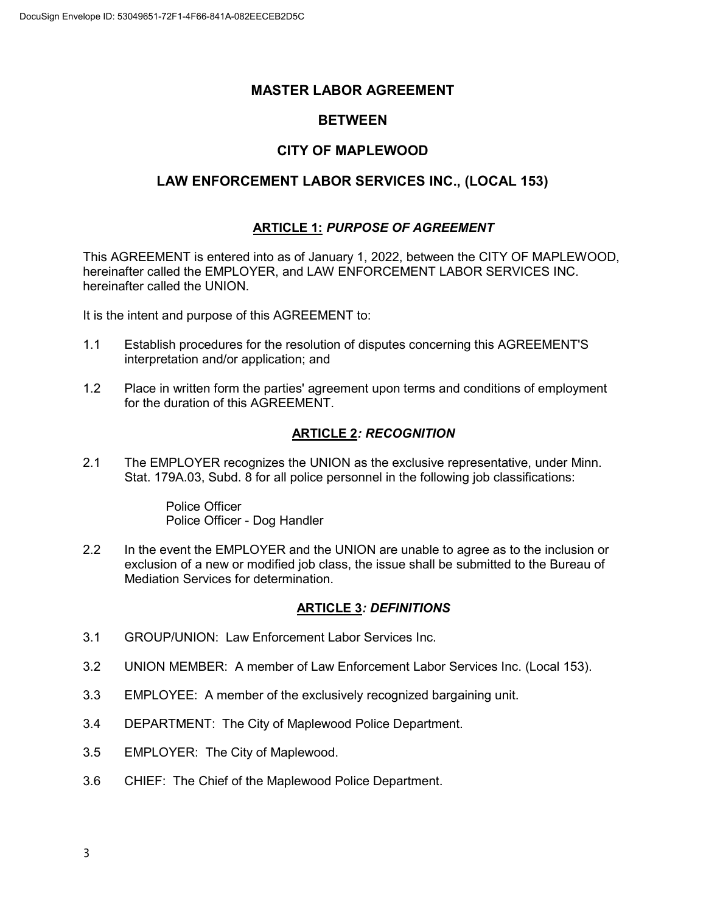# MASTER LABOR AGREEMENT

# BETWEEN

# CITY OF MAPLEWOOD

# LAW ENFORCEMENT LABOR SERVICES INC., (LOCAL 153)

## ARTICLE 1: *PURPOSE OF AGREEMENT*

This AGREEMENT is entered into as of January 1, 2022, between the CITY OF MAPLEWOOD, hereinafter called the EMPLOYER, and LAW ENFORCEMENT LABOR SERVICES INC. hereinafter called the UNION.

It is the intent and purpose of this AGREEMENT to:

1.1 Establish procedures for the resolution of disputes concerning this AGREEMENT'S interpretation and/or application; and

1.2 Place in written form the parties' agreement upon terms and conditions of employment for the duration of this AGREEMENT.

## ARTICLE 2: *RECOGNITION*

2.1 The EMPLOYER recognizes the UNION as the exclusive representative, under Minn. Stat. 179A.03, Subd. 8 for all police personnel in the following job classifications:

Police Officer
Police Officer - Dog Handler

2.2 In the event the EMPLOYER and the UNION are unable to agree as to the inclusion or exclusion of a new or modified job class, the issue shall be submitted to the Bureau of Mediation Services for determination.

## ARTICLE 3: *DEFINITIONS*

3.1 GROUP/UNION: Law Enforcement Labor Services Inc.

3.2 UNION MEMBER: A member of Law Enforcement Labor Services Inc. (Local 153).

3.3 EMPLOYEE: A member of the exclusively recognized bargaining unit.

3.4 DEPARTMENT: The City of Maplewood Police Department.

3.5 EMPLOYER: The City of Maplewood.

3.6 CHIEF: The Chief of the Maplewood Police Department.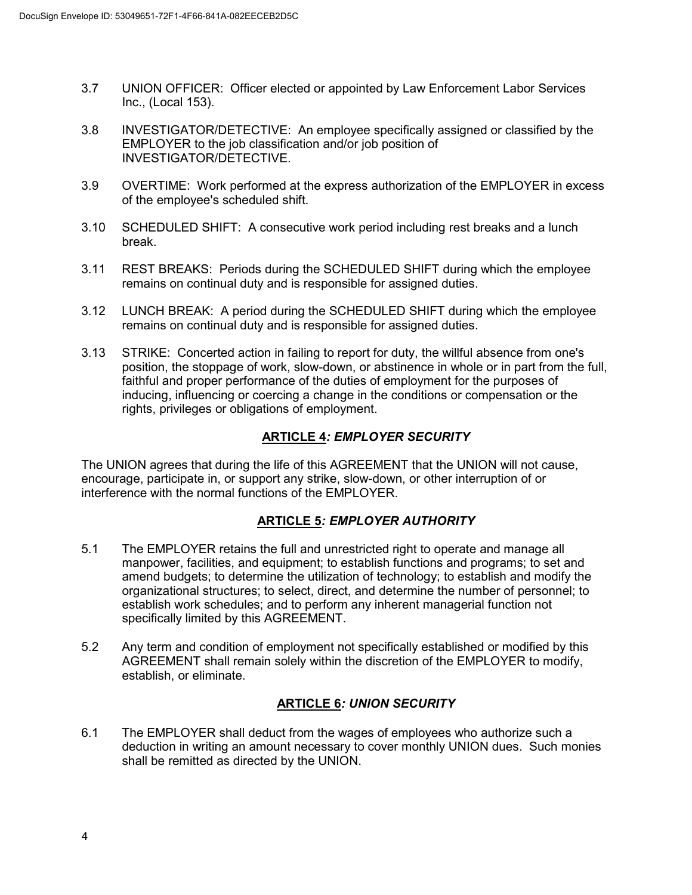3.7 UNION OFFICER: Officer elected or appointed by Law Enforcement Labor Services Inc., (Local 153).

3.8 INVESTIGATOR/DETECTIVE: An employee specifically assigned or classified by the EMPLOYER to the job classification and/or job position of INVESTIGATOR/DETECTIVE.

3.9 OVERTIME: Work performed at the express authorization of the EMPLOYER in excess of the employee's scheduled shift.

3.10 SCHEDULED SHIFT: A consecutive work period including rest breaks and a lunch break.

3.11 REST BREAKS: Periods during the SCHEDULED SHIFT during which the employee remains on continual duty and is responsible for assigned duties.

3.12 LUNCH BREAK: A period during the SCHEDULED SHIFT during which the employee remains on continual duty and is responsible for assigned duties.

3.13 STRIKE: Concerted action in failing to report for duty, the willful absence from one's position, the stoppage of work, slow-down, or abstinence in whole or in part from the full, faithful and proper performance of the duties of employment for the purposes of inducing, influencing or coercing a change in the conditions or compensation or the rights, privileges or obligations of employment.

## **ARTICLE 4***: EMPLOYER SECURITY*

The UNION agrees that during the life of this AGREEMENT that the UNION will not cause, encourage, participate in, or support any strike, slow-down, or other interruption of or interference with the normal functions of the EMPLOYER.

## **ARTICLE 5***: EMPLOYER AUTHORITY*

5.1 The EMPLOYER retains the full and unrestricted right to operate and manage all manpower, facilities, and equipment; to establish functions and programs; to set and amend budgets; to determine the utilization of technology; to establish and modify the organizational structures; to select, direct, and determine the number of personnel; to establish work schedules; and to perform any inherent managerial function not specifically limited by this AGREEMENT.

5.2 Any term and condition of employment not specifically established or modified by this AGREEMENT shall remain solely within the discretion of the EMPLOYER to modify, establish, or eliminate.

## **ARTICLE 6***: UNION SECURITY*

6.1 The EMPLOYER shall deduct from the wages of employees who authorize such a deduction in writing an amount necessary to cover monthly UNION dues. Such monies shall be remitted as directed by the UNION.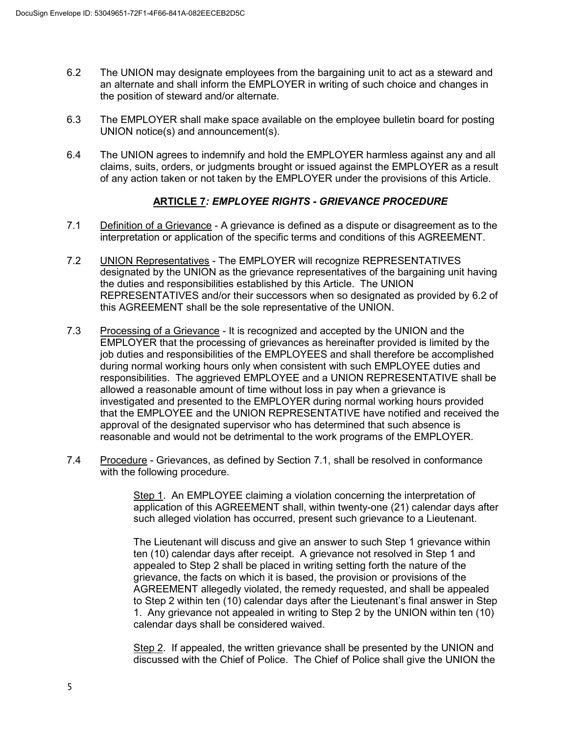6.2 The UNION may designate employees from the bargaining unit to act as a steward and an alternate and shall inform the EMPLOYER in writing of such choice and changes in the position of steward and/or alternate.

6.3 The EMPLOYER shall make space available on the employee bulletin board for posting UNION notice(s) and announcement(s).

6.4 The UNION agrees to indemnify and hold the EMPLOYER harmless against any and all claims, suits, orders, or judgments brought or issued against the EMPLOYER as a result of any action taken or not taken by the EMPLOYER under the provisions of this Article.

## ARTICLE 7*: EMPLOYEE RIGHTS - GRIEVANCE PROCEDURE*

7.1 Definition of a Grievance - A grievance is defined as a dispute or disagreement as to the interpretation or application of the specific terms and conditions of this AGREEMENT.

7.2 UNION Representatives - The EMPLOYER will recognize REPRESENTATIVES designated by the UNION as the grievance representatives of the bargaining unit having the duties and responsibilities established by this Article. The UNION REPRESENTATIVES and/or their successors when so designated as provided by 6.2 of this AGREEMENT shall be the sole representative of the UNION.

7.3 Processing of a Grievance - It is recognized and accepted by the UNION and the EMPLOYER that the processing of grievances as hereinafter provided is limited by the job duties and responsibilities of the EMPLOYEES and shall therefore be accomplished during normal working hours only when consistent with such EMPLOYEE duties and responsibilities. The aggrieved EMPLOYEE and a UNION REPRESENTATIVE shall be allowed a reasonable amount of time without loss in pay when a grievance is investigated and presented to the EMPLOYER during normal working hours provided that the EMPLOYEE and the UNION REPRESENTATIVE have notified and received the approval of the designated supervisor who has determined that such absence is reasonable and would not be detrimental to the work programs of the EMPLOYER.

7.4 Procedure - Grievances, as defined by Section 7.1, shall be resolved in conformance with the following procedure.

Step 1. An EMPLOYEE claiming a violation concerning the interpretation of application of this AGREEMENT shall, within twenty-one (21) calendar days after such alleged violation has occurred, present such grievance to a Lieutenant.

The Lieutenant will discuss and give an answer to such Step 1 grievance within ten (10) calendar days after receipt. A grievance not resolved in Step 1 and appealed to Step 2 shall be placed in writing setting forth the nature of the grievance, the facts on which it is based, the provision or provisions of the AGREEMENT allegedly violated, the remedy requested, and shall be appealed to Step 2 within ten (10) calendar days after the Lieutenant's final answer in Step 1. Any grievance not appealed in writing to Step 2 by the UNION within ten (10) calendar days shall be considered waived.

Step 2. If appealed, the written grievance shall be presented by the UNION and discussed with the Chief of Police. The Chief of Police shall give the UNION the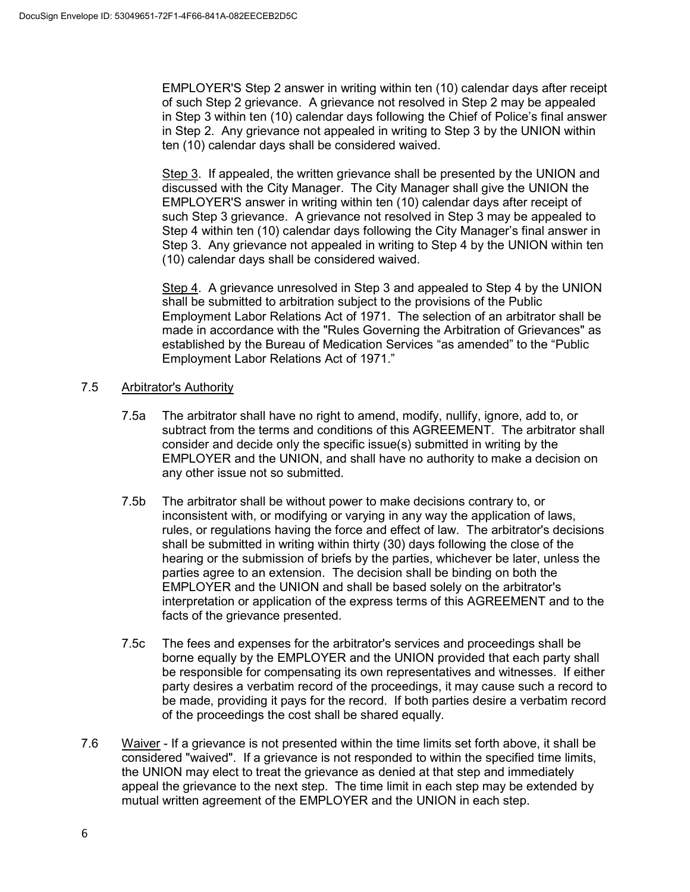EMPLOYER'S Step 2 answer in writing within ten (10) calendar days after receipt of such Step 2 grievance. A grievance not resolved in Step 2 may be appealed in Step 3 within ten (10) calendar days following the Chief of Police's final answer in Step 2. Any grievance not appealed in writing to Step 3 by the UNION within ten (10) calendar days shall be considered waived.

Step 3. If appealed, the written grievance shall be presented by the UNION and discussed with the City Manager. The City Manager shall give the UNION the EMPLOYER'S answer in writing within ten (10) calendar days after receipt of such Step 3 grievance. A grievance not resolved in Step 3 may be appealed to Step 4 within ten (10) calendar days following the City Manager's final answer in Step 3. Any grievance not appealed in writing to Step 4 by the UNION within ten (10) calendar days shall be considered waived.

Step 4. A grievance unresolved in Step 3 and appealed to Step 4 by the UNION shall be submitted to arbitration subject to the provisions of the Public Employment Labor Relations Act of 1971. The selection of an arbitrator shall be made in accordance with the "Rules Governing the Arbitration of Grievances" as established by the Bureau of Medication Services "as amended" to the "Public Employment Labor Relations Act of 1971."

7.5 Arbitrator's Authority

7.5a The arbitrator shall have no right to amend, modify, nullify, ignore, add to, or subtract from the terms and conditions of this AGREEMENT. The arbitrator shall consider and decide only the specific issue(s) submitted in writing by the EMPLOYER and the UNION, and shall have no authority to make a decision on any other issue not so submitted.

7.5b The arbitrator shall be without power to make decisions contrary to, or inconsistent with, or modifying or varying in any way the application of laws, rules, or regulations having the force and effect of law. The arbitrator's decisions shall be submitted in writing within thirty (30) days following the close of the hearing or the submission of briefs by the parties, whichever be later, unless the parties agree to an extension. The decision shall be binding on both the EMPLOYER and the UNION and shall be based solely on the arbitrator's interpretation or application of the express terms of this AGREEMENT and to the facts of the grievance presented.

7.5c The fees and expenses for the arbitrator's services and proceedings shall be borne equally by the EMPLOYER and the UNION provided that each party shall be responsible for compensating its own representatives and witnesses. If either party desires a verbatim record of the proceedings, it may cause such a record to be made, providing it pays for the record. If both parties desire a verbatim record of the proceedings the cost shall be shared equally.

7.6 Waiver - If a grievance is not presented within the time limits set forth above, it shall be considered "waived". If a grievance is not responded to within the specified time limits, the UNION may elect to treat the grievance as denied at that step and immediately appeal the grievance to the next step. The time limit in each step may be extended by mutual written agreement of the EMPLOYER and the UNION in each step.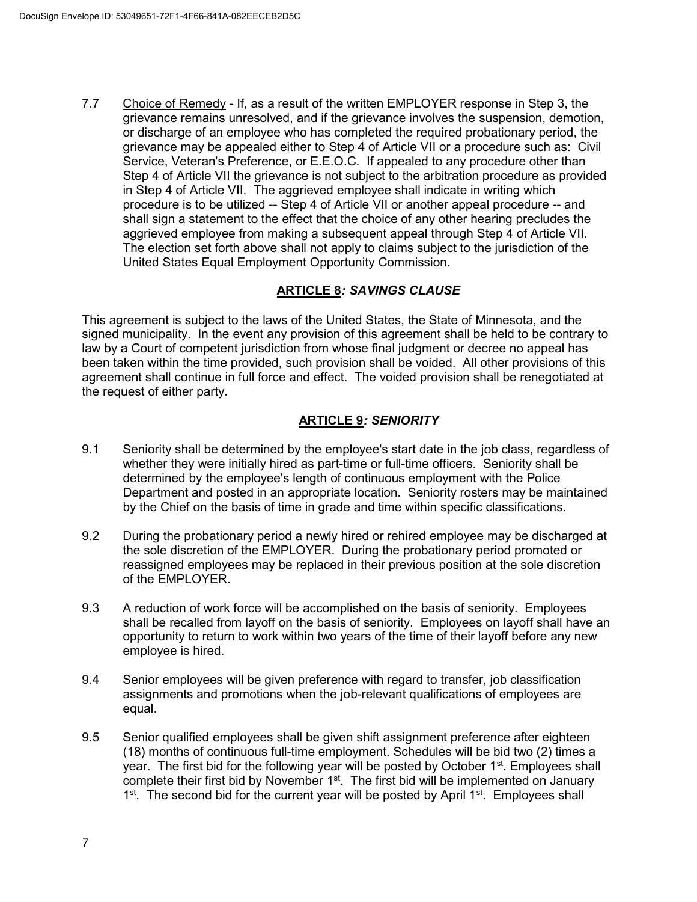7.7 Choice of Remedy - If, as a result of the written EMPLOYER response in Step 3, the grievance remains unresolved, and if the grievance involves the suspension, demotion, or discharge of an employee who has completed the required probationary period, the grievance may be appealed either to Step 4 of Article VII or a procedure such as: Civil Service, Veteran's Preference, or E.E.O.C. If appealed to any procedure other than Step 4 of Article VII the grievance is not subject to the arbitration procedure as provided in Step 4 of Article VII. The aggrieved employee shall indicate in writing which procedure is to be utilized -- Step 4 of Article VII or another appeal procedure -- and shall sign a statement to the effect that the choice of any other hearing precludes the aggrieved employee from making a subsequent appeal through Step 4 of Article VII. The election set forth above shall not apply to claims subject to the jurisdiction of the United States Equal Employment Opportunity Commission.

## ARTICLE 8: *SAVINGS CLAUSE*

This agreement is subject to the laws of the United States, the State of Minnesota, and the signed municipality. In the event any provision of this agreement shall be held to be contrary to law by a Court of competent jurisdiction from whose final judgment or decree no appeal has been taken within the time provided, such provision shall be voided. All other provisions of this agreement shall continue in full force and effect. The voided provision shall be renegotiated at the request of either party.

## ARTICLE 9: *SENIORITY*

9.1 Seniority shall be determined by the employee's start date in the job class, regardless of whether they were initially hired as part-time or full-time officers. Seniority shall be determined by the employee's length of continuous employment with the Police Department and posted in an appropriate location. Seniority rosters may be maintained by the Chief on the basis of time in grade and time within specific classifications.

9.2 During the probationary period a newly hired or rehired employee may be discharged at the sole discretion of the EMPLOYER. During the probationary period promoted or reassigned employees may be replaced in their previous position at the sole discretion of the EMPLOYER.

9.3 A reduction of work force will be accomplished on the basis of seniority. Employees shall be recalled from layoff on the basis of seniority. Employees on layoff shall have an opportunity to return to work within two years of the time of their layoff before any new employee is hired.

9.4 Senior employees will be given preference with regard to transfer, job classification assignments and promotions when the job-relevant qualifications of employees are equal.

9.5 Senior qualified employees shall be given shift assignment preference after eighteen (18) months of continuous full-time employment. Schedules will be bid two (2) times a year. The first bid for the following year will be posted by October 1st. Employees shall complete their first bid by November 1st. The first bid will be implemented on January 1st. The second bid for the current year will be posted by April 1st. Employees shall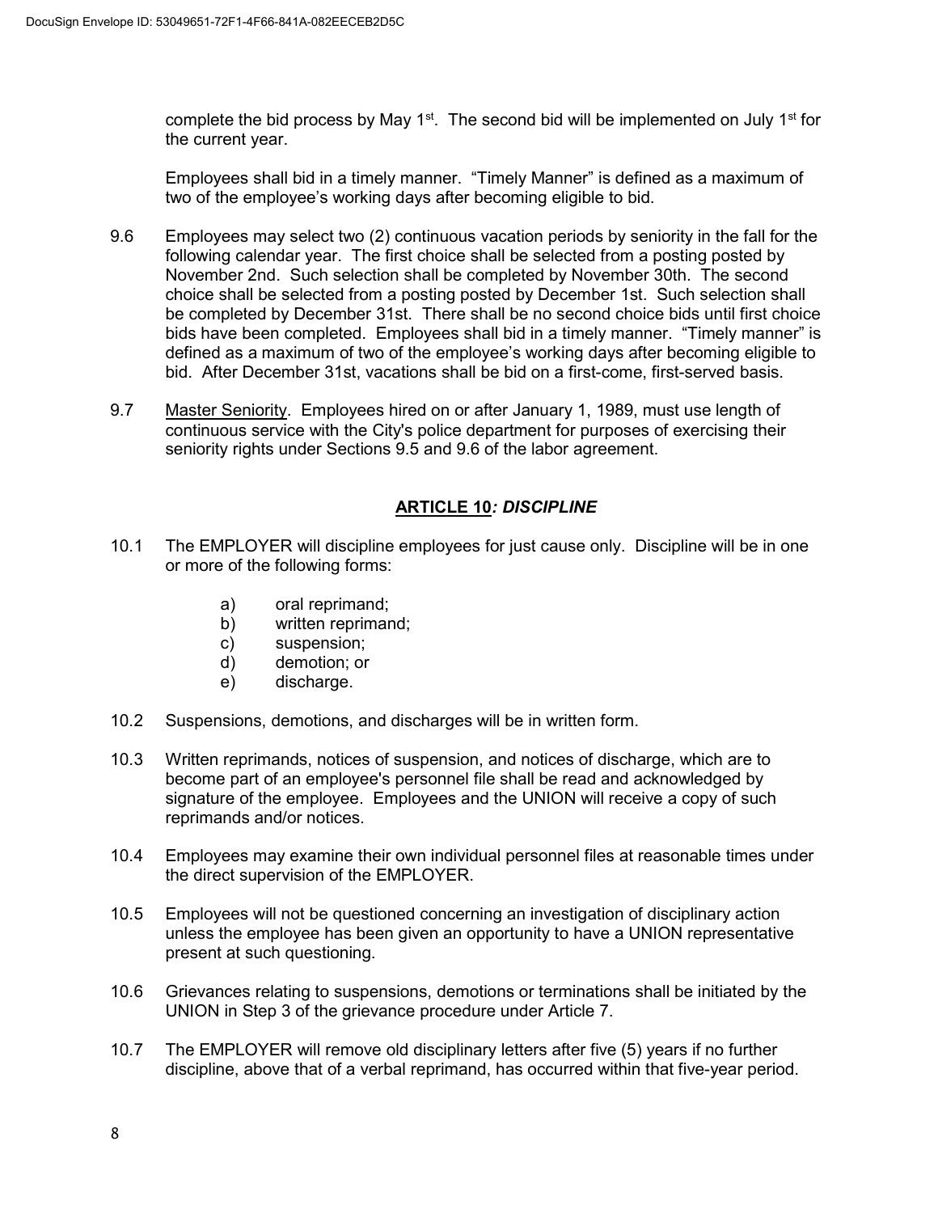complete the bid process by May 1st. The second bid will be implemented on July 1st for the current year.

Employees shall bid in a timely manner. "Timely Manner" is defined as a maximum of two of the employee's working days after becoming eligible to bid.

9.6 Employees may select two (2) continuous vacation periods by seniority in the fall for the following calendar year. The first choice shall be selected from a posting posted by November 2nd. Such selection shall be completed by November 30th. The second choice shall be selected from a posting posted by December 1st. Such selection shall be completed by December 31st. There shall be no second choice bids until first choice bids have been completed. Employees shall bid in a timely manner. "Timely manner" is defined as a maximum of two of the employee's working days after becoming eligible to bid. After December 31st, vacations shall be bid on a first-come, first-served basis.

9.7 Master Seniority. Employees hired on or after January 1, 1989, must use length of continuous service with the City's police department for purposes of exercising their seniority rights under Sections 9.5 and 9.6 of the labor agreement.

## ARTICLE 10: *DISCIPLINE*

10.1 The EMPLOYER will discipline employees for just cause only. Discipline will be in one or more of the following forms:

a) oral reprimand;
b) written reprimand;
c) suspension;
d) demotion; or
e) discharge.

10.2 Suspensions, demotions, and discharges will be in written form.

10.3 Written reprimands, notices of suspension, and notices of discharge, which are to become part of an employee's personnel file shall be read and acknowledged by signature of the employee. Employees and the UNION will receive a copy of such reprimands and/or notices.

10.4 Employees may examine their own individual personnel files at reasonable times under the direct supervision of the EMPLOYER.

10.5 Employees will not be questioned concerning an investigation of disciplinary action unless the employee has been given an opportunity to have a UNION representative present at such questioning.

10.6 Grievances relating to suspensions, demotions or terminations shall be initiated by the UNION in Step 3 of the grievance procedure under Article 7.

10.7 The EMPLOYER will remove old disciplinary letters after five (5) years if no further discipline, above that of a verbal reprimand, has occurred within that five-year period.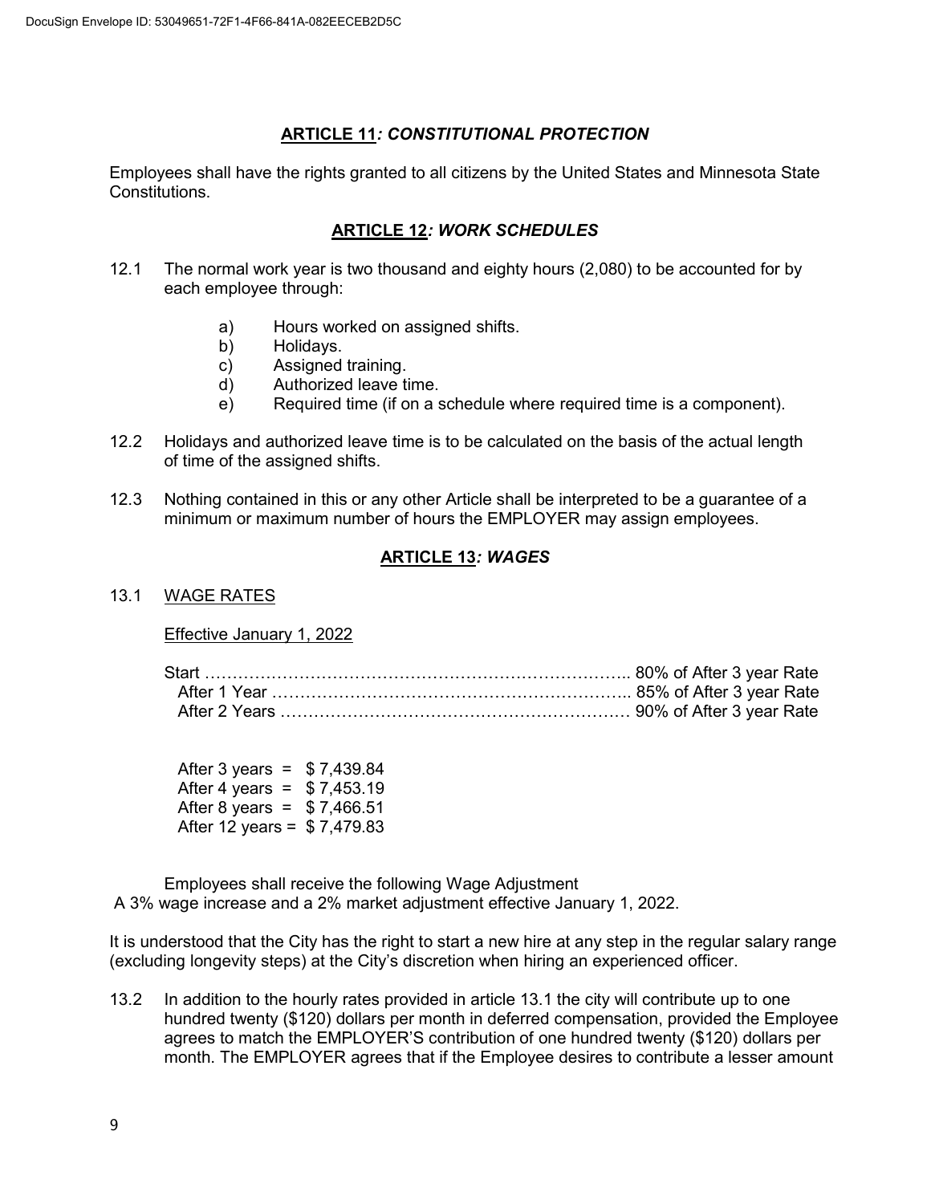## **ARTICLE 11***: CONSTITUTIONAL PROTECTION*

Employees shall have the rights granted to all citizens by the United States and Minnesota State Constitutions.

## **ARTICLE 12***: WORK SCHEDULES*

12.1 The normal work year is two thousand and eighty hours (2,080) to be accounted for by each employee through:

a) Hours worked on assigned shifts.
b) Holidays.
c) Assigned training.
d) Authorized leave time.
e) Required time (if on a schedule where required time is a component).

12.2 Holidays and authorized leave time is to be calculated on the basis of the actual length of time of the assigned shifts.

12.3 Nothing contained in this or any other Article shall be interpreted to be a guarantee of a minimum or maximum number of hours the EMPLOYER may assign employees.

## **ARTICLE 13***: WAGES*

13.1 WAGE RATES

Effective January 1, 2022

Start ………………………………………………………………….. 80% of After 3 year Rate
After 1 Year ……………………………………………………….. 85% of After 3 year Rate
After 2 Years ……………………………………………………… 90% of After 3 year Rate

After 3 years = $ 7,439.84
After 4 years = $ 7,453.19
After 8 years = $ 7,466.51
After 12 years = $ 7,479.83

Employees shall receive the following Wage Adjustment
A 3% wage increase and a 2% market adjustment effective January 1, 2022.

It is understood that the City has the right to start a new hire at any step in the regular salary range (excluding longevity steps) at the City's discretion when hiring an experienced officer.

13.2 In addition to the hourly rates provided in article 13.1 the city will contribute up to one hundred twenty ($120) dollars per month in deferred compensation, provided the Employee agrees to match the EMPLOYER'S contribution of one hundred twenty ($120) dollars per month. The EMPLOYER agrees that if the Employee desires to contribute a lesser amount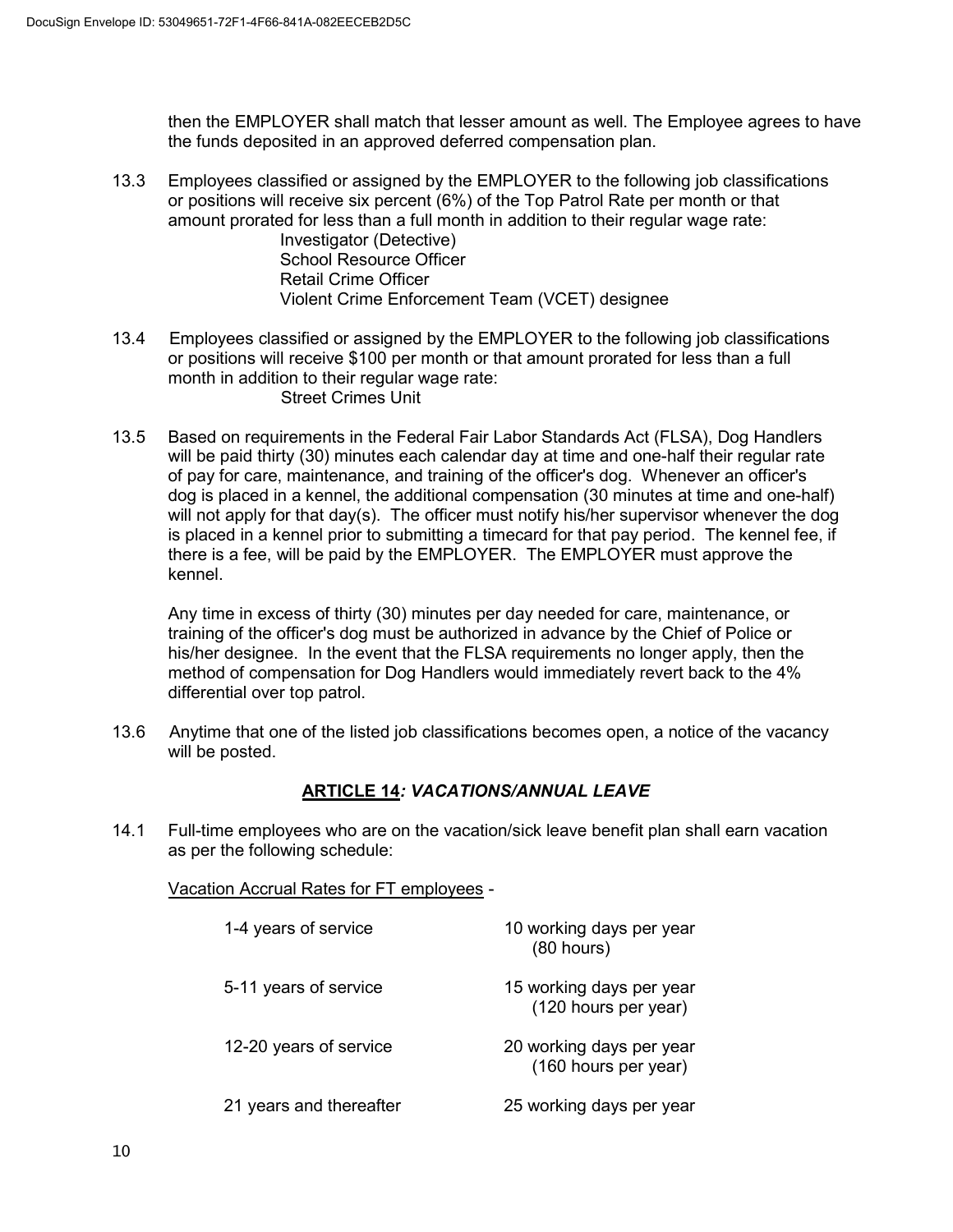then the EMPLOYER shall match that lesser amount as well. The Employee agrees to have the funds deposited in an approved deferred compensation plan.

13.3 Employees classified or assigned by the EMPLOYER to the following job classifications or positions will receive six percent (6%) of the Top Patrol Rate per month or that amount prorated for less than a full month in addition to their regular wage rate:

Investigator (Detective)
School Resource Officer
Retail Crime Officer
Violent Crime Enforcement Team (VCET) designee

13.4 Employees classified or assigned by the EMPLOYER to the following job classifications or positions will receive $100 per month or that amount prorated for less than a full month in addition to their regular wage rate:

Street Crimes Unit

13.5 Based on requirements in the Federal Fair Labor Standards Act (FLSA), Dog Handlers will be paid thirty (30) minutes each calendar day at time and one-half their regular rate of pay for care, maintenance, and training of the officer's dog. Whenever an officer's dog is placed in a kennel, the additional compensation (30 minutes at time and one-half) will not apply for that day(s). The officer must notify his/her supervisor whenever the dog is placed in a kennel prior to submitting a timecard for that pay period. The kennel fee, if there is a fee, will be paid by the EMPLOYER. The EMPLOYER must approve the kennel.

Any time in excess of thirty (30) minutes per day needed for care, maintenance, or training of the officer's dog must be authorized in advance by the Chief of Police or his/her designee. In the event that the FLSA requirements no longer apply, then the method of compensation for Dog Handlers would immediately revert back to the 4% differential over top patrol.

13.6 Anytime that one of the listed job classifications becomes open, a notice of the vacancy will be posted.

## ARTICLE 14: *VACATIONS/ANNUAL LEAVE*

14.1 Full-time employees who are on the vacation/sick leave benefit plan shall earn vacation as per the following schedule:

Vacation Accrual Rates for FT employees -

| | |
|---|---|
| 1-4 years of service | 10 working days per year (80 hours) |
| 5-11 years of service | 15 working days per year (120 hours per year) |
| 12-20 years of service | 20 working days per year (160 hours per year) |
| 21 years and thereafter | 25 working days per year |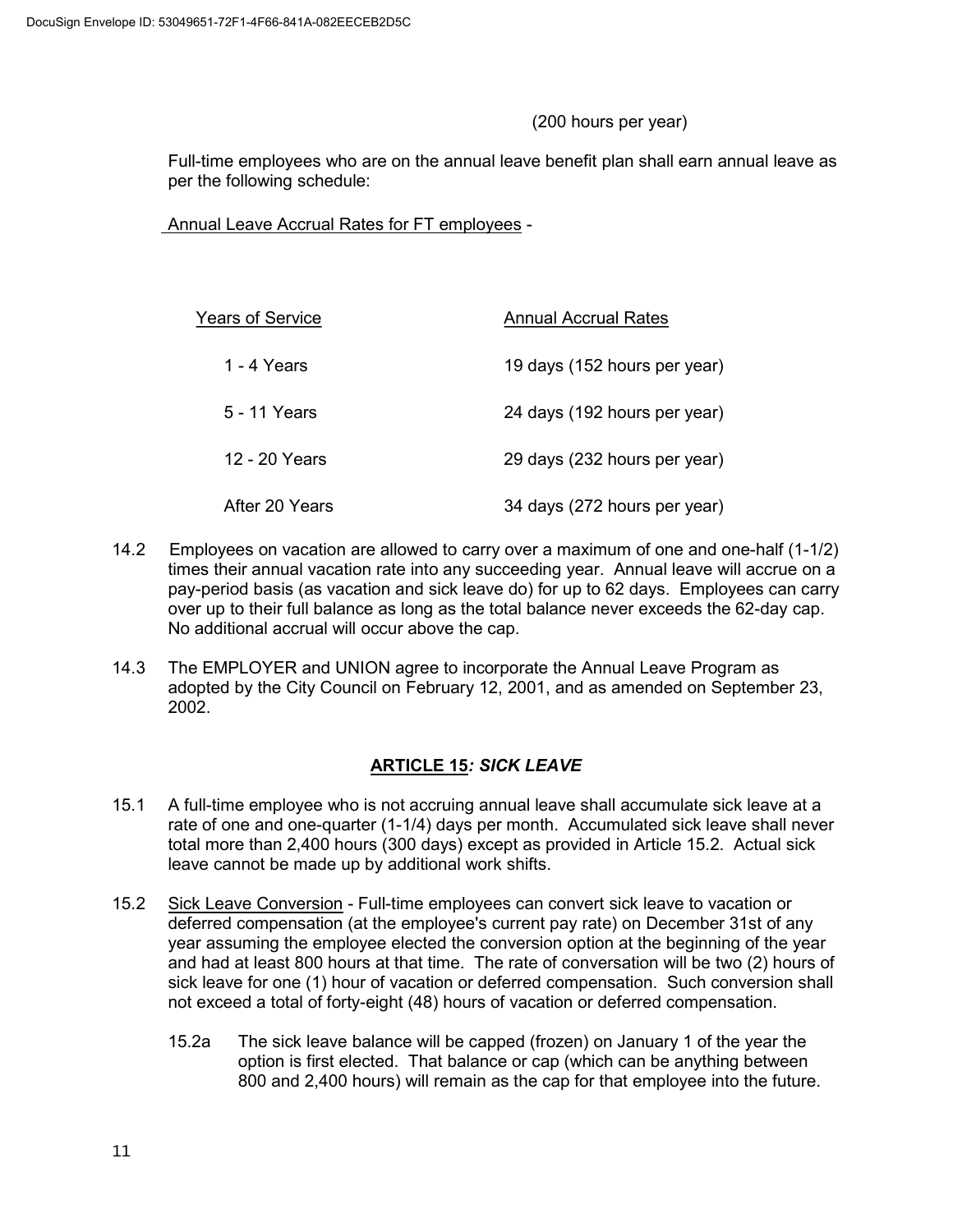(200 hours per year)

Full-time employees who are on the annual leave benefit plan shall earn annual leave as per the following schedule:

Annual Leave Accrual Rates for FT employees -

| Years of Service | Annual Accrual Rates |
|---|---|
| 1 - 4 Years | 19 days (152 hours per year) |
| 5 - 11 Years | 24 days (192 hours per year) |
| 12 - 20 Years | 29 days (232 hours per year) |
| After 20 Years | 34 days (272 hours per year) |

14.2 Employees on vacation are allowed to carry over a maximum of one and one-half (1-1/2) times their annual vacation rate into any succeeding year. Annual leave will accrue on a pay-period basis (as vacation and sick leave do) for up to 62 days. Employees can carry over up to their full balance as long as the total balance never exceeds the 62-day cap. No additional accrual will occur above the cap.

14.3 The EMPLOYER and UNION agree to incorporate the Annual Leave Program as adopted by the City Council on February 12, 2001, and as amended on September 23, 2002.

## ARTICLE 15*: SICK LEAVE*

15.1 A full-time employee who is not accruing annual leave shall accumulate sick leave at a rate of one and one-quarter (1-1/4) days per month. Accumulated sick leave shall never total more than 2,400 hours (300 days) except as provided in Article 15.2. Actual sick leave cannot be made up by additional work shifts.

15.2 Sick Leave Conversion - Full-time employees can convert sick leave to vacation or deferred compensation (at the employee's current pay rate) on December 31st of any year assuming the employee elected the conversion option at the beginning of the year and had at least 800 hours at that time. The rate of conversation will be two (2) hours of sick leave for one (1) hour of vacation or deferred compensation. Such conversion shall not exceed a total of forty-eight (48) hours of vacation or deferred compensation.

15.2a The sick leave balance will be capped (frozen) on January 1 of the year the option is first elected. That balance or cap (which can be anything between 800 and 2,400 hours) will remain as the cap for that employee into the future.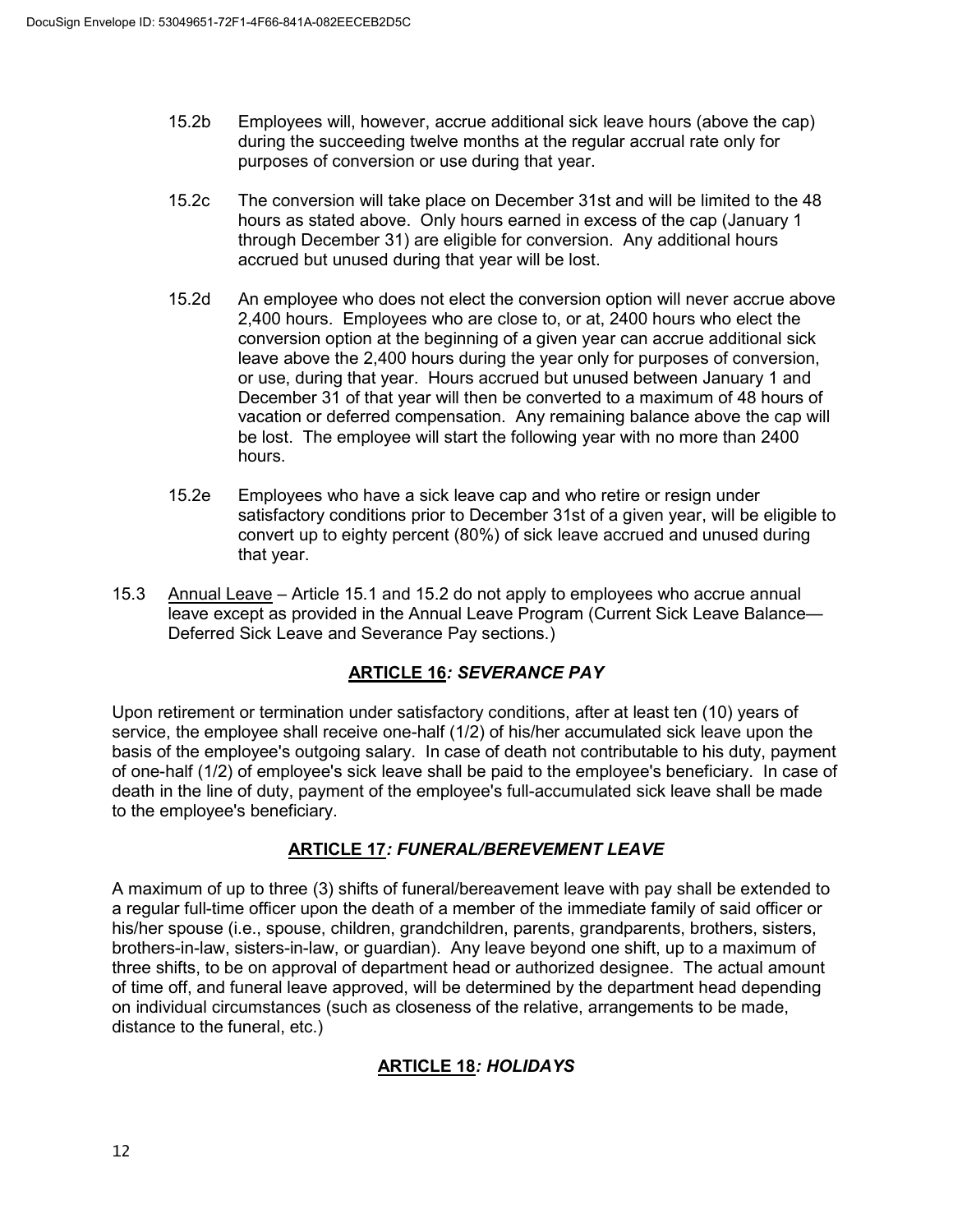15.2b Employees will, however, accrue additional sick leave hours (above the cap) during the succeeding twelve months at the regular accrual rate only for purposes of conversion or use during that year.

15.2c The conversion will take place on December 31st and will be limited to the 48 hours as stated above. Only hours earned in excess of the cap (January 1 through December 31) are eligible for conversion. Any additional hours accrued but unused during that year will be lost.

15.2d An employee who does not elect the conversion option will never accrue above 2,400 hours. Employees who are close to, or at, 2400 hours who elect the conversion option at the beginning of a given year can accrue additional sick leave above the 2,400 hours during the year only for purposes of conversion, or use, during that year. Hours accrued but unused between January 1 and December 31 of that year will then be converted to a maximum of 48 hours of vacation or deferred compensation. Any remaining balance above the cap will be lost. The employee will start the following year with no more than 2400 hours.

15.2e Employees who have a sick leave cap and who retire or resign under satisfactory conditions prior to December 31st of a given year, will be eligible to convert up to eighty percent (80%) of sick leave accrued and unused during that year.

15.3 Annual Leave – Article 15.1 and 15.2 do not apply to employees who accrue annual leave except as provided in the Annual Leave Program (Current Sick Leave Balance—Deferred Sick Leave and Severance Pay sections.)

## ARTICLE 16*: SEVERANCE PAY*

Upon retirement or termination under satisfactory conditions, after at least ten (10) years of service, the employee shall receive one-half (1/2) of his/her accumulated sick leave upon the basis of the employee's outgoing salary. In case of death not contributable to his duty, payment of one-half (1/2) of employee's sick leave shall be paid to the employee's beneficiary. In case of death in the line of duty, payment of the employee's full-accumulated sick leave shall be made to the employee's beneficiary.

## ARTICLE 17*: FUNERAL/BEREVEMENT LEAVE*

A maximum of up to three (3) shifts of funeral/bereavement leave with pay shall be extended to a regular full-time officer upon the death of a member of the immediate family of said officer or his/her spouse (i.e., spouse, children, grandchildren, parents, grandparents, brothers, sisters, brothers-in-law, sisters-in-law, or guardian). Any leave beyond one shift, up to a maximum of three shifts, to be on approval of department head or authorized designee. The actual amount of time off, and funeral leave approved, will be determined by the department head depending on individual circumstances (such as closeness of the relative, arrangements to be made, distance to the funeral, etc.)

## ARTICLE 18*: HOLIDAYS*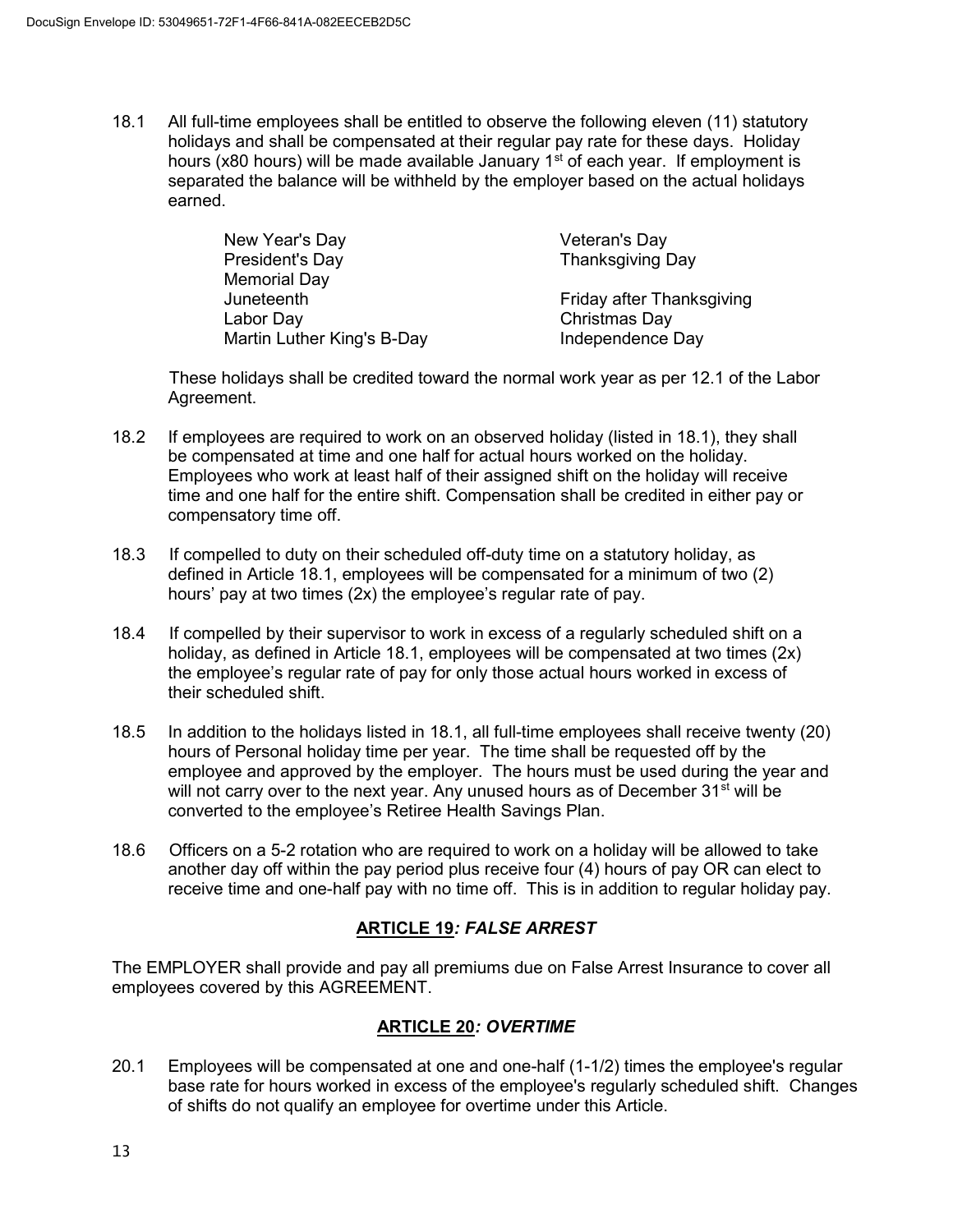18.1 All full-time employees shall be entitled to observe the following eleven (11) statutory holidays and shall be compensated at their regular pay rate for these days. Holiday hours (x80 hours) will be made available January 1st of each year. If employment is separated the balance will be withheld by the employer based on the actual holidays earned.

| | |
|---|---|
| New Year's Day | Veteran's Day |
| President's Day | Thanksgiving Day |
| Memorial Day | |
| Juneteenth | Friday after Thanksgiving |
| Labor Day | Christmas Day |
| Martin Luther King's B-Day | Independence Day |

These holidays shall be credited toward the normal work year as per 12.1 of the Labor Agreement.

18.2 If employees are required to work on an observed holiday (listed in 18.1), they shall be compensated at time and one half for actual hours worked on the holiday. Employees who work at least half of their assigned shift on the holiday will receive time and one half for the entire shift. Compensation shall be credited in either pay or compensatory time off.

18.3 If compelled to duty on their scheduled off-duty time on a statutory holiday, as defined in Article 18.1, employees will be compensated for a minimum of two (2) hours' pay at two times (2x) the employee's regular rate of pay.

18.4 If compelled by their supervisor to work in excess of a regularly scheduled shift on a holiday, as defined in Article 18.1, employees will be compensated at two times (2x) the employee's regular rate of pay for only those actual hours worked in excess of their scheduled shift.

18.5 In addition to the holidays listed in 18.1, all full-time employees shall receive twenty (20) hours of Personal holiday time per year. The time shall be requested off by the employee and approved by the employer. The hours must be used during the year and will not carry over to the next year. Any unused hours as of December 31st will be converted to the employee's Retiree Health Savings Plan.

18.6 Officers on a 5-2 rotation who are required to work on a holiday will be allowed to take another day off within the pay period plus receive four (4) hours of pay OR can elect to receive time and one-half pay with no time off. This is in addition to regular holiday pay.

## ARTICLE 19*: FALSE ARREST*

The EMPLOYER shall provide and pay all premiums due on False Arrest Insurance to cover all employees covered by this AGREEMENT.

## ARTICLE 20*: OVERTIME*

20.1 Employees will be compensated at one and one-half (1-1/2) times the employee's regular base rate for hours worked in excess of the employee's regularly scheduled shift. Changes of shifts do not qualify an employee for overtime under this Article.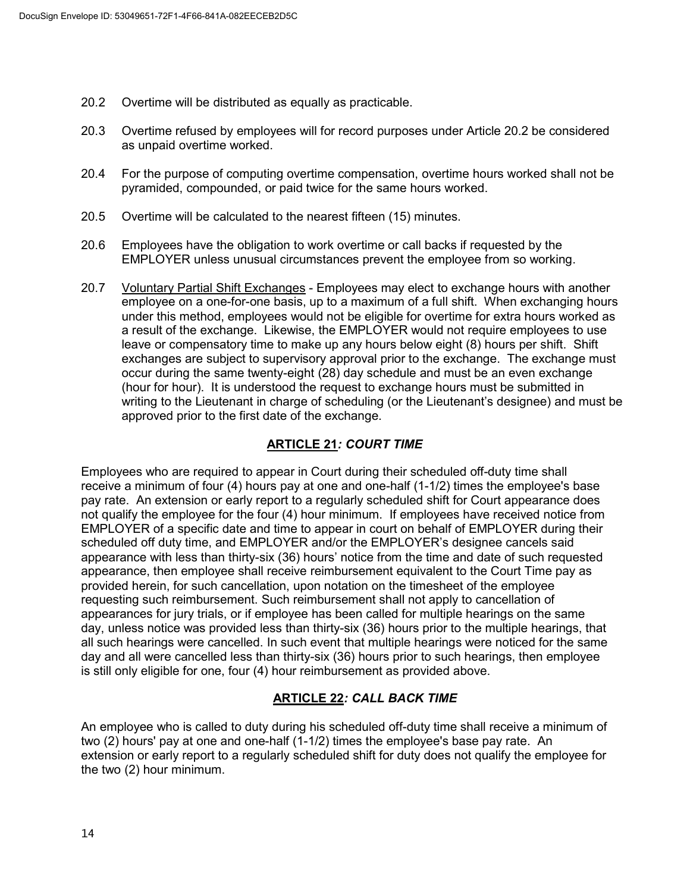20.2 Overtime will be distributed as equally as practicable.

20.3 Overtime refused by employees will for record purposes under Article 20.2 be considered as unpaid overtime worked.

20.4 For the purpose of computing overtime compensation, overtime hours worked shall not be pyramided, compounded, or paid twice for the same hours worked.

20.5 Overtime will be calculated to the nearest fifteen (15) minutes.

20.6 Employees have the obligation to work overtime or call backs if requested by the EMPLOYER unless unusual circumstances prevent the employee from so working.

20.7 Voluntary Partial Shift Exchanges - Employees may elect to exchange hours with another employee on a one-for-one basis, up to a maximum of a full shift. When exchanging hours under this method, employees would not be eligible for overtime for extra hours worked as a result of the exchange. Likewise, the EMPLOYER would not require employees to use leave or compensatory time to make up any hours below eight (8) hours per shift. Shift exchanges are subject to supervisory approval prior to the exchange. The exchange must occur during the same twenty-eight (28) day schedule and must be an even exchange (hour for hour). It is understood the request to exchange hours must be submitted in writing to the Lieutenant in charge of scheduling (or the Lieutenant's designee) and must be approved prior to the first date of the exchange.

## ARTICLE 21: *COURT TIME*

Employees who are required to appear in Court during their scheduled off-duty time shall receive a minimum of four (4) hours pay at one and one-half (1-1/2) times the employee's base pay rate. An extension or early report to a regularly scheduled shift for Court appearance does not qualify the employee for the four (4) hour minimum. If employees have received notice from EMPLOYER of a specific date and time to appear in court on behalf of EMPLOYER during their scheduled off duty time, and EMPLOYER and/or the EMPLOYER's designee cancels said appearance with less than thirty-six (36) hours' notice from the time and date of such requested appearance, then employee shall receive reimbursement equivalent to the Court Time pay as provided herein, for such cancellation, upon notation on the timesheet of the employee requesting such reimbursement. Such reimbursement shall not apply to cancellation of appearances for jury trials, or if employee has been called for multiple hearings on the same day, unless notice was provided less than thirty-six (36) hours prior to the multiple hearings, that all such hearings were cancelled. In such event that multiple hearings were noticed for the same day and all were cancelled less than thirty-six (36) hours prior to such hearings, then employee is still only eligible for one, four (4) hour reimbursement as provided above.

## ARTICLE 22: *CALL BACK TIME*

An employee who is called to duty during his scheduled off-duty time shall receive a minimum of two (2) hours' pay at one and one-half (1-1/2) times the employee's base pay rate. An extension or early report to a regularly scheduled shift for duty does not qualify the employee for the two (2) hour minimum.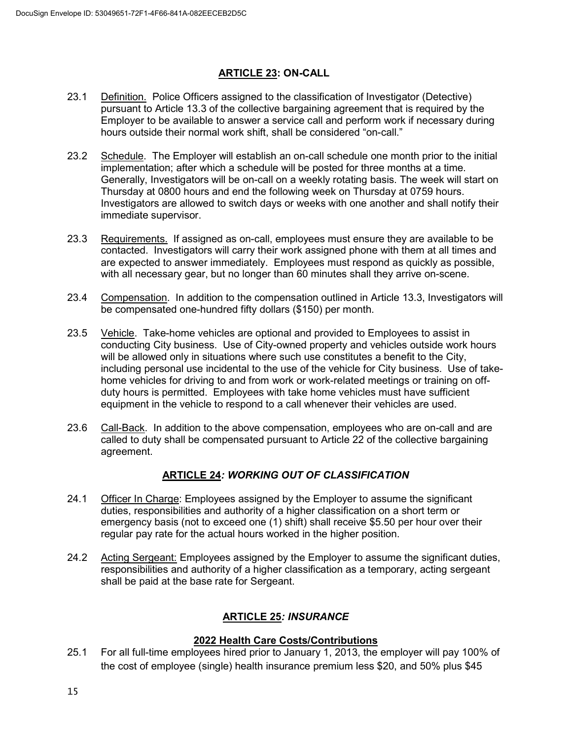## **ARTICLE 23: ON-CALL**

23.1 Definition. Police Officers assigned to the classification of Investigator (Detective) pursuant to Article 13.3 of the collective bargaining agreement that is required by the Employer to be available to answer a service call and perform work if necessary during hours outside their normal work shift, shall be considered "on-call."

23.2 Schedule. The Employer will establish an on-call schedule one month prior to the initial implementation; after which a schedule will be posted for three months at a time. Generally, Investigators will be on-call on a weekly rotating basis. The week will start on Thursday at 0800 hours and end the following week on Thursday at 0759 hours. Investigators are allowed to switch days or weeks with one another and shall notify their immediate supervisor.

23.3 Requirements. If assigned as on-call, employees must ensure they are available to be contacted. Investigators will carry their work assigned phone with them at all times and are expected to answer immediately. Employees must respond as quickly as possible, with all necessary gear, but no longer than 60 minutes shall they arrive on-scene.

23.4 Compensation. In addition to the compensation outlined in Article 13.3, Investigators will be compensated one-hundred fifty dollars ($150) per month.

23.5 Vehicle. Take-home vehicles are optional and provided to Employees to assist in conducting City business. Use of City-owned property and vehicles outside work hours will be allowed only in situations where such use constitutes a benefit to the City, including personal use incidental to the use of the vehicle for City business. Use of take-home vehicles for driving to and from work or work-related meetings or training on off-duty hours is permitted. Employees with take home vehicles must have sufficient equipment in the vehicle to respond to a call whenever their vehicles are used.

23.6 Call-Back. In addition to the above compensation, employees who are on-call and are called to duty shall be compensated pursuant to Article 22 of the collective bargaining agreement.

## **ARTICLE 24*: WORKING OUT OF CLASSIFICATION***

24.1 Officer In Charge: Employees assigned by the Employer to assume the significant duties, responsibilities and authority of a higher classification on a short term or emergency basis (not to exceed one (1) shift) shall receive $5.50 per hour over their regular pay rate for the actual hours worked in the higher position.

24.2 Acting Sergeant: Employees assigned by the Employer to assume the significant duties, responsibilities and authority of a higher classification as a temporary, acting sergeant shall be paid at the base rate for Sergeant.

## **ARTICLE 25*: INSURANCE***

### **2022 Health Care Costs/Contributions**

25.1 For all full-time employees hired prior to January 1, 2013, the employer will pay 100% of the cost of employee (single) health insurance premium less $20, and 50% plus $45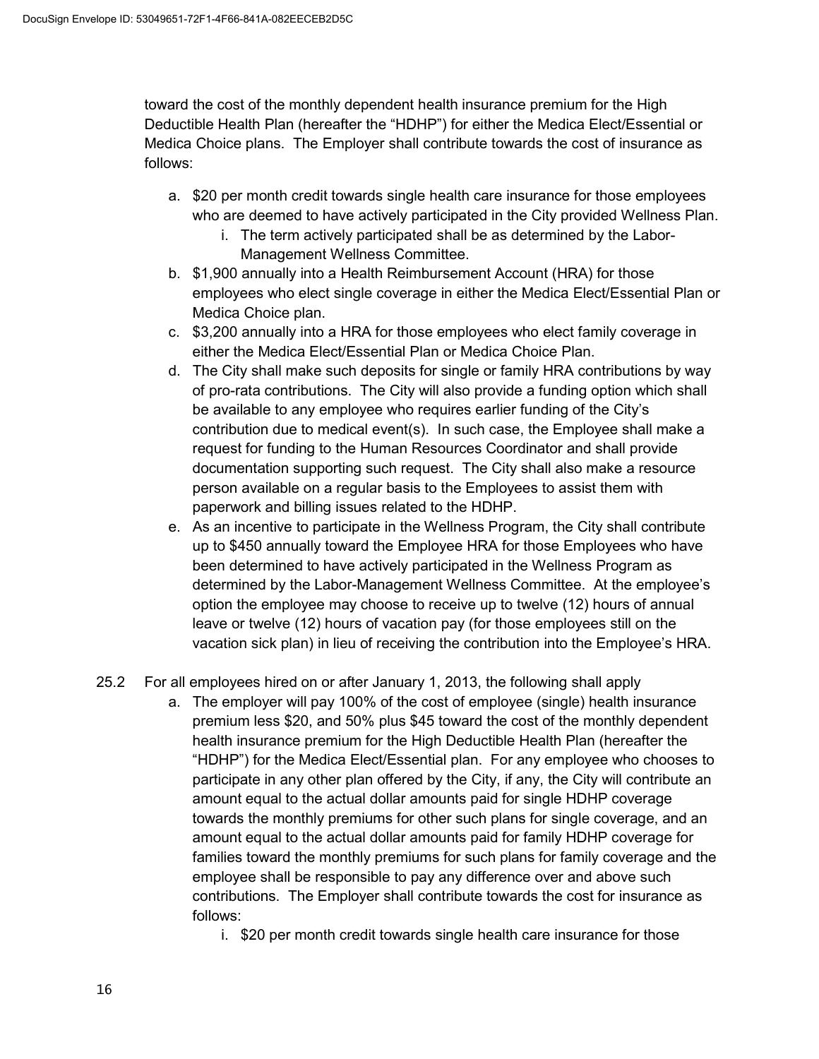toward the cost of the monthly dependent health insurance premium for the High Deductible Health Plan (hereafter the "HDHP") for either the Medica Elect/Essential or Medica Choice plans. The Employer shall contribute towards the cost of insurance as follows:

a. $20 per month credit towards single health care insurance for those employees who are deemed to have actively participated in the City provided Wellness Plan.
   i. The term actively participated shall be as determined by the Labor-Management Wellness Committee.
b. $1,900 annually into a Health Reimbursement Account (HRA) for those employees who elect single coverage in either the Medica Elect/Essential Plan or Medica Choice plan.
c. $3,200 annually into a HRA for those employees who elect family coverage in either the Medica Elect/Essential Plan or Medica Choice Plan.
d. The City shall make such deposits for single or family HRA contributions by way of pro-rata contributions. The City will also provide a funding option which shall be available to any employee who requires earlier funding of the City's contribution due to medical event(s). In such case, the Employee shall make a request for funding to the Human Resources Coordinator and shall provide documentation supporting such request. The City shall also make a resource person available on a regular basis to the Employees to assist them with paperwork and billing issues related to the HDHP.
e. As an incentive to participate in the Wellness Program, the City shall contribute up to $450 annually toward the Employee HRA for those Employees who have been determined to have actively participated in the Wellness Program as determined by the Labor-Management Wellness Committee. At the employee's option the employee may choose to receive up to twelve (12) hours of annual leave or twelve (12) hours of vacation pay (for those employees still on the vacation sick plan) in lieu of receiving the contribution into the Employee's HRA.

25.2 For all employees hired on or after January 1, 2013, the following shall apply

a. The employer will pay 100% of the cost of employee (single) health insurance premium less $20, and 50% plus $45 toward the cost of the monthly dependent health insurance premium for the High Deductible Health Plan (hereafter the "HDHP") for the Medica Elect/Essential plan. For any employee who chooses to participate in any other plan offered by the City, if any, the City will contribute an amount equal to the actual dollar amounts paid for single HDHP coverage towards the monthly premiums for other such plans for single coverage, and an amount equal to the actual dollar amounts paid for family HDHP coverage for families toward the monthly premiums for such plans for family coverage and the employee shall be responsible to pay any difference over and above such contributions. The Employer shall contribute towards the cost for insurance as follows:
   i. $20 per month credit towards single health care insurance for those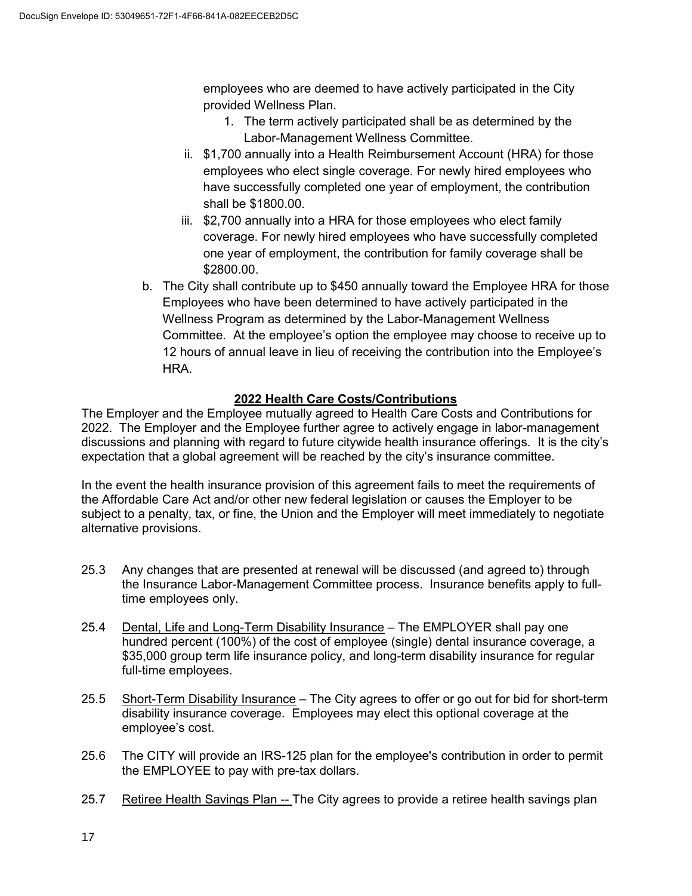employees who are deemed to have actively participated in the City provided Wellness Plan.

1. The term actively participated shall be as determined by the Labor-Management Wellness Committee.

ii. $1,700 annually into a Health Reimbursement Account (HRA) for those employees who elect single coverage. For newly hired employees who have successfully completed one year of employment, the contribution shall be $1800.00.

iii. $2,700 annually into a HRA for those employees who elect family coverage. For newly hired employees who have successfully completed one year of employment, the contribution for family coverage shall be $2800.00.

b. The City shall contribute up to $450 annually toward the Employee HRA for those Employees who have been determined to have actively participated in the Wellness Program as determined by the Labor-Management Wellness Committee. At the employee's option the employee may choose to receive up to 12 hours of annual leave in lieu of receiving the contribution into the Employee's HRA.

**2022 Health Care Costs/Contributions**

The Employer and the Employee mutually agreed to Health Care Costs and Contributions for 2022. The Employer and the Employee further agree to actively engage in labor-management discussions and planning with regard to future citywide health insurance offerings. It is the city's expectation that a global agreement will be reached by the city's insurance committee.

In the event the health insurance provision of this agreement fails to meet the requirements of the Affordable Care Act and/or other new federal legislation or causes the Employer to be subject to a penalty, tax, or fine, the Union and the Employer will meet immediately to negotiate alternative provisions.

25.3 Any changes that are presented at renewal will be discussed (and agreed to) through the Insurance Labor-Management Committee process. Insurance benefits apply to full-time employees only.

25.4 Dental, Life and Long-Term Disability Insurance – The EMPLOYER shall pay one hundred percent (100%) of the cost of employee (single) dental insurance coverage, a $35,000 group term life insurance policy, and long-term disability insurance for regular full-time employees.

25.5 Short-Term Disability Insurance – The City agrees to offer or go out for bid for short-term disability insurance coverage. Employees may elect this optional coverage at the employee's cost.

25.6 The CITY will provide an IRS-125 plan for the employee's contribution in order to permit the EMPLOYEE to pay with pre-tax dollars.

25.7 Retiree Health Savings Plan -- The City agrees to provide a retiree health savings plan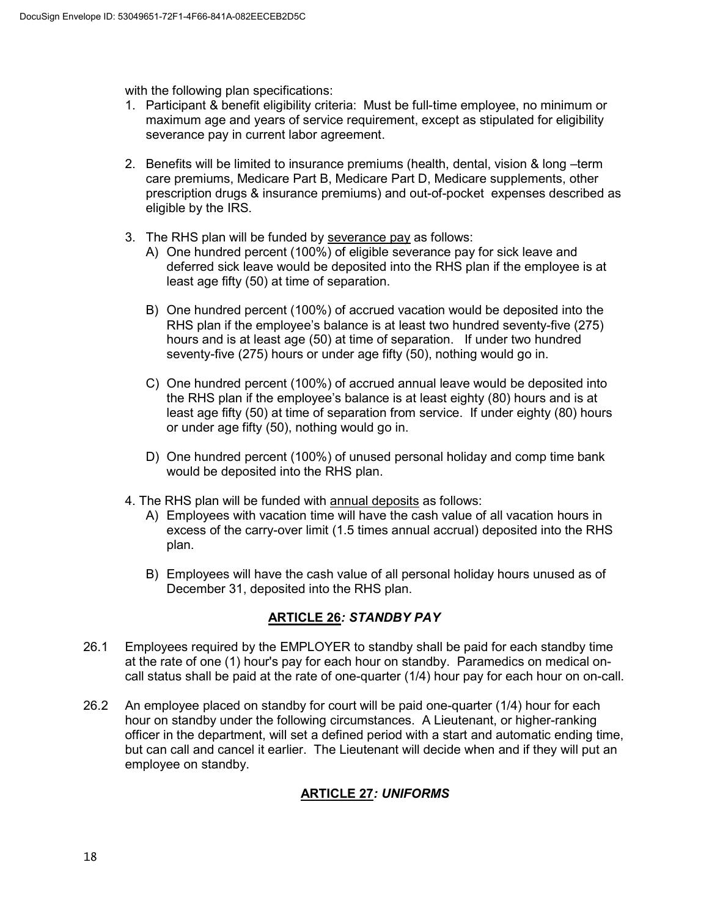with the following plan specifications:

1. Participant & benefit eligibility criteria: Must be full-time employee, no minimum or maximum age and years of service requirement, except as stipulated for eligibility severance pay in current labor agreement.

2. Benefits will be limited to insurance premiums (health, dental, vision & long –term care premiums, Medicare Part B, Medicare Part D, Medicare supplements, other prescription drugs & insurance premiums) and out-of-pocket expenses described as eligible by the IRS.

3. The RHS plan will be funded by severance pay as follows:
   A) One hundred percent (100%) of eligible severance pay for sick leave and deferred sick leave would be deposited into the RHS plan if the employee is at least age fifty (50) at time of separation.

   B) One hundred percent (100%) of accrued vacation would be deposited into the RHS plan if the employee's balance is at least two hundred seventy-five (275) hours and is at least age (50) at time of separation. If under two hundred seventy-five (275) hours or under age fifty (50), nothing would go in.

   C) One hundred percent (100%) of accrued annual leave would be deposited into the RHS plan if the employee's balance is at least eighty (80) hours and is at least age fifty (50) at time of separation from service. If under eighty (80) hours or under age fifty (50), nothing would go in.

   D) One hundred percent (100%) of unused personal holiday and comp time bank would be deposited into the RHS plan.

4. The RHS plan will be funded with annual deposits as follows:
   A) Employees with vacation time will have the cash value of all vacation hours in excess of the carry-over limit (1.5 times annual accrual) deposited into the RHS plan.

   B) Employees will have the cash value of all personal holiday hours unused as of December 31, deposited into the RHS plan.

## ARTICLE 26: *STANDBY PAY*

26.1 Employees required by the EMPLOYER to standby shall be paid for each standby time at the rate of one (1) hour's pay for each hour on standby. Paramedics on medical on-call status shall be paid at the rate of one-quarter (1/4) hour pay for each hour on on-call.

26.2 An employee placed on standby for court will be paid one-quarter (1/4) hour for each hour on standby under the following circumstances. A Lieutenant, or higher-ranking officer in the department, will set a defined period with a start and automatic ending time, but can call and cancel it earlier. The Lieutenant will decide when and if they will put an employee on standby.

## ARTICLE 27: *UNIFORMS*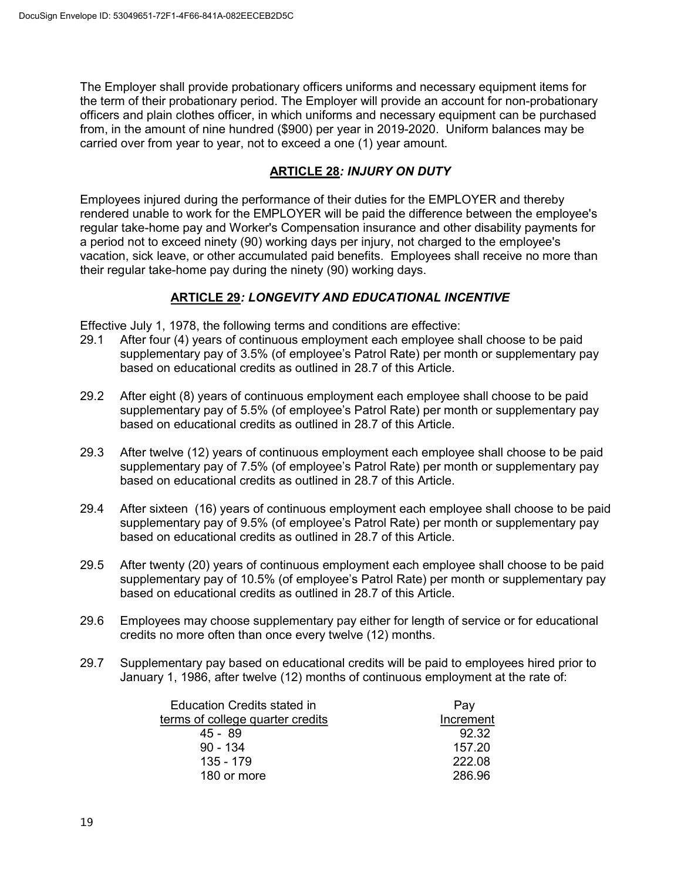The Employer shall provide probationary officers uniforms and necessary equipment items for the term of their probationary period. The Employer will provide an account for non-probationary officers and plain clothes officer, in which uniforms and necessary equipment can be purchased from, in the amount of nine hundred ($900) per year in 2019-2020. Uniform balances may be carried over from year to year, not to exceed a one (1) year amount.

## ARTICLE 28: *INJURY ON DUTY*

Employees injured during the performance of their duties for the EMPLOYER and thereby rendered unable to work for the EMPLOYER will be paid the difference between the employee's regular take-home pay and Worker's Compensation insurance and other disability payments for a period not to exceed ninety (90) working days per injury, not charged to the employee's vacation, sick leave, or other accumulated paid benefits. Employees shall receive no more than their regular take-home pay during the ninety (90) working days.

## ARTICLE 29: *LONGEVITY AND EDUCATIONAL INCENTIVE*

Effective July 1, 1978, the following terms and conditions are effective:

29.1 After four (4) years of continuous employment each employee shall choose to be paid supplementary pay of 3.5% (of employee's Patrol Rate) per month or supplementary pay based on educational credits as outlined in 28.7 of this Article.

29.2 After eight (8) years of continuous employment each employee shall choose to be paid supplementary pay of 5.5% (of employee's Patrol Rate) per month or supplementary pay based on educational credits as outlined in 28.7 of this Article.

29.3 After twelve (12) years of continuous employment each employee shall choose to be paid supplementary pay of 7.5% (of employee's Patrol Rate) per month or supplementary pay based on educational credits as outlined in 28.7 of this Article.

29.4 After sixteen (16) years of continuous employment each employee shall choose to be paid supplementary pay of 9.5% (of employee's Patrol Rate) per month or supplementary pay based on educational credits as outlined in 28.7 of this Article.

29.5 After twenty (20) years of continuous employment each employee shall choose to be paid supplementary pay of 10.5% (of employee's Patrol Rate) per month or supplementary pay based on educational credits as outlined in 28.7 of this Article.

29.6 Employees may choose supplementary pay either for length of service or for educational credits no more often than once every twelve (12) months.

29.7 Supplementary pay based on educational credits will be paid to employees hired prior to January 1, 1986, after twelve (12) months of continuous employment at the rate of:

| Education Credits stated in terms of college quarter credits | Pay Increment |
| --- | --- |
| 45 - 89 | 92.32 |
| 90 - 134 | 157.20 |
| 135 - 179 | 222.08 |
| 180 or more | 286.96 |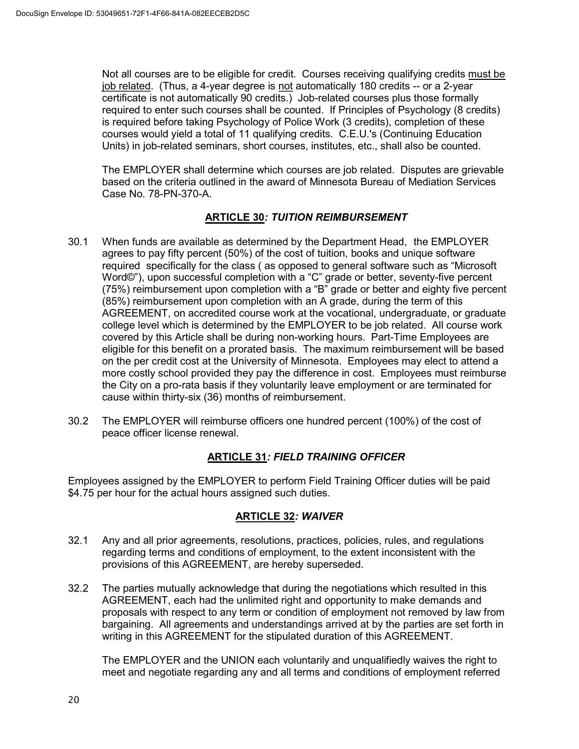Not all courses are to be eligible for credit. Courses receiving qualifying credits must be job related. (Thus, a 4-year degree is not automatically 180 credits -- or a 2-year certificate is not automatically 90 credits.) Job-related courses plus those formally required to enter such courses shall be counted. If Principles of Psychology (8 credits) is required before taking Psychology of Police Work (3 credits), completion of these courses would yield a total of 11 qualifying credits. C.E.U.'s (Continuing Education Units) in job-related seminars, short courses, institutes, etc., shall also be counted.

The EMPLOYER shall determine which courses are job related. Disputes are grievable based on the criteria outlined in the award of Minnesota Bureau of Mediation Services Case No. 78-PN-370-A.

## ARTICLE 30*: TUITION REIMBURSEMENT*

30.1 When funds are available as determined by the Department Head, the EMPLOYER agrees to pay fifty percent (50%) of the cost of tuition, books and unique software required specifically for the class ( as opposed to general software such as "Microsoft Word©"), upon successful completion with a "C" grade or better, seventy-five percent (75%) reimbursement upon completion with a "B" grade or better and eighty five percent (85%) reimbursement upon completion with an A grade, during the term of this AGREEMENT, on accredited course work at the vocational, undergraduate, or graduate college level which is determined by the EMPLOYER to be job related. All course work covered by this Article shall be during non-working hours. Part-Time Employees are eligible for this benefit on a prorated basis. The maximum reimbursement will be based on the per credit cost at the University of Minnesota. Employees may elect to attend a more costly school provided they pay the difference in cost. Employees must reimburse the City on a pro-rata basis if they voluntarily leave employment or are terminated for cause within thirty-six (36) months of reimbursement.

30.2 The EMPLOYER will reimburse officers one hundred percent (100%) of the cost of peace officer license renewal.

## ARTICLE 31*: FIELD TRAINING OFFICER*

Employees assigned by the EMPLOYER to perform Field Training Officer duties will be paid $4.75 per hour for the actual hours assigned such duties.

## ARTICLE 32*: WAIVER*

32.1 Any and all prior agreements, resolutions, practices, policies, rules, and regulations regarding terms and conditions of employment, to the extent inconsistent with the provisions of this AGREEMENT, are hereby superseded.

32.2 The parties mutually acknowledge that during the negotiations which resulted in this AGREEMENT, each had the unlimited right and opportunity to make demands and proposals with respect to any term or condition of employment not removed by law from bargaining. All agreements and understandings arrived at by the parties are set forth in writing in this AGREEMENT for the stipulated duration of this AGREEMENT.

The EMPLOYER and the UNION each voluntarily and unqualifiedly waives the right to meet and negotiate regarding any and all terms and conditions of employment referred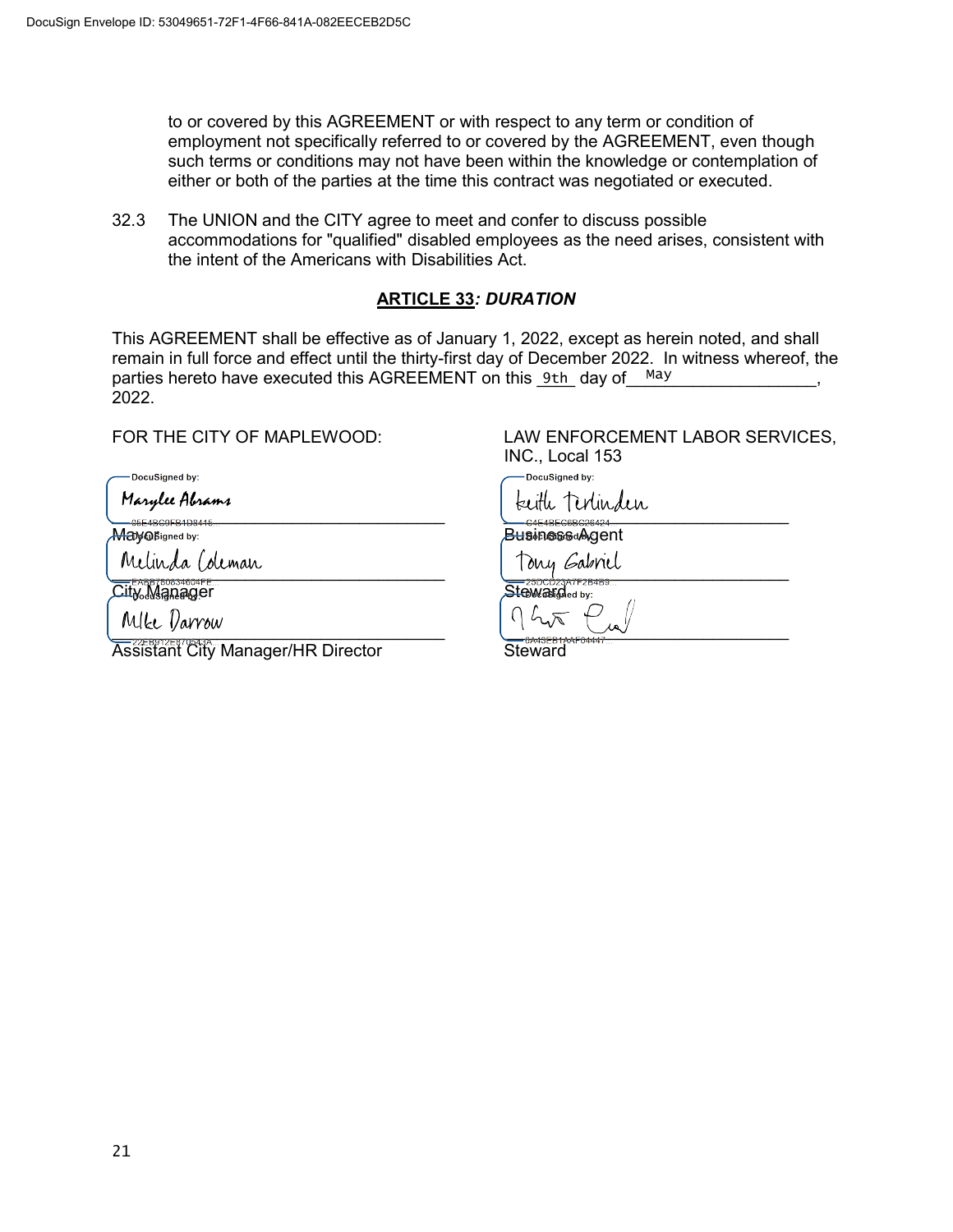to or covered by this AGREEMENT or with respect to any term or condition of employment not specifically referred to or covered by the AGREEMENT, even though such terms or conditions may not have been within the knowledge or contemplation of either or both of the parties at the time this contract was negotiated or executed.

32.3 The UNION and the CITY agree to meet and confer to discuss possible accommodations for "qualified" disabled employees as the need arises, consistent with the intent of the Americans with Disabilities Act.

## **ARTICLE 33*: DURATION***

This AGREEMENT shall be effective as of January 1, 2022, except as herein noted, and shall remain in full force and effect until the thirty-first day of December 2022. In witness whereof, the parties hereto have executed this AGREEMENT on this 9th day of May, 2022.

FOR THE CITY OF MAPLEWOOD:

DocuSigned by:
Marylee Abrams
Mayor

DocuSigned by:
Melinda Coleman
City Manager

DocuSigned by:
Mike Darrow
Assistant City Manager/HR Director

LAW ENFORCEMENT LABOR SERVICES, INC., Local 153

DocuSigned by:
Keith Terlinden
Business Agent

DocuSigned by:
Tony Gabriel
Steward

DocuSigned by:
Steward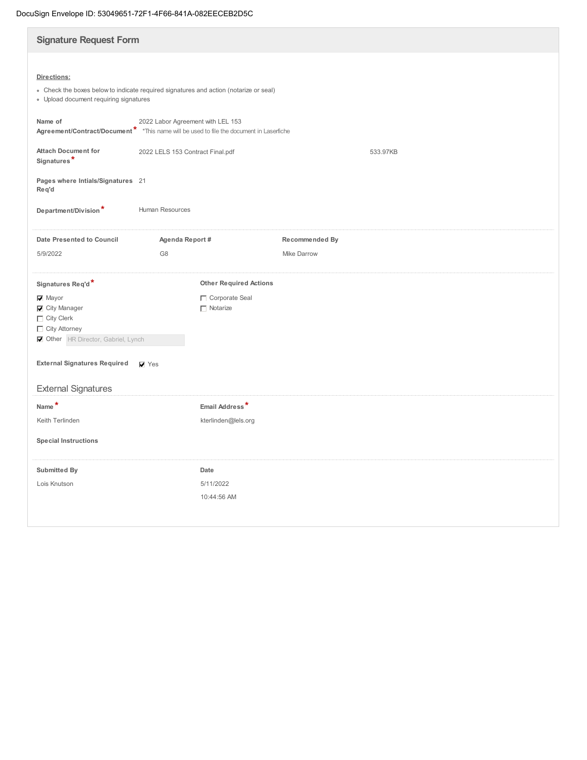DocuSign Envelope ID: 53049651-72F1-4F66-841A-082EECEB2D5C

## Signature Request Form

**Directions:**

- Check the boxes below to indicate required signatures and action (notarize or seal)
- Upload document requiring signatures

**Name of Agreement/Contract/Document** * 2022 Labor Agreement with LEL 153
*This name will be used to file the document in Laserfiche

**Attach Document for Signatures** * 2022 LELS 153 Contract Final.pdf 533.97KB

**Pages where Intials/Signatures Req'd** 21

**Department/Division** * Human Resources

| Date Presented to Council | Agenda Report # | Recommended By |
|---|---|---|
| 5/9/2022 | G8 | Mike Darrow |

**Signatures Req'd** *

- ☑ Mayor
- ☑ City Manager
- ☐ City Clerk
- ☐ City Attorney
- ☑ Other HR Director, Gabriel, Lynch

**Other Required Actions**

- ☐ Corporate Seal
- ☐ Notarize

**External Signatures Required** ☑ Yes

### External Signatures

| Name * | Email Address * |
|---|---|
| Keith Terlinden | kterlinden@lels.org |

**Special Instructions**

| Submitted By | Date |
|---|---|
| Lois Knutson | 5/11/2022<br>10:44:56 AM |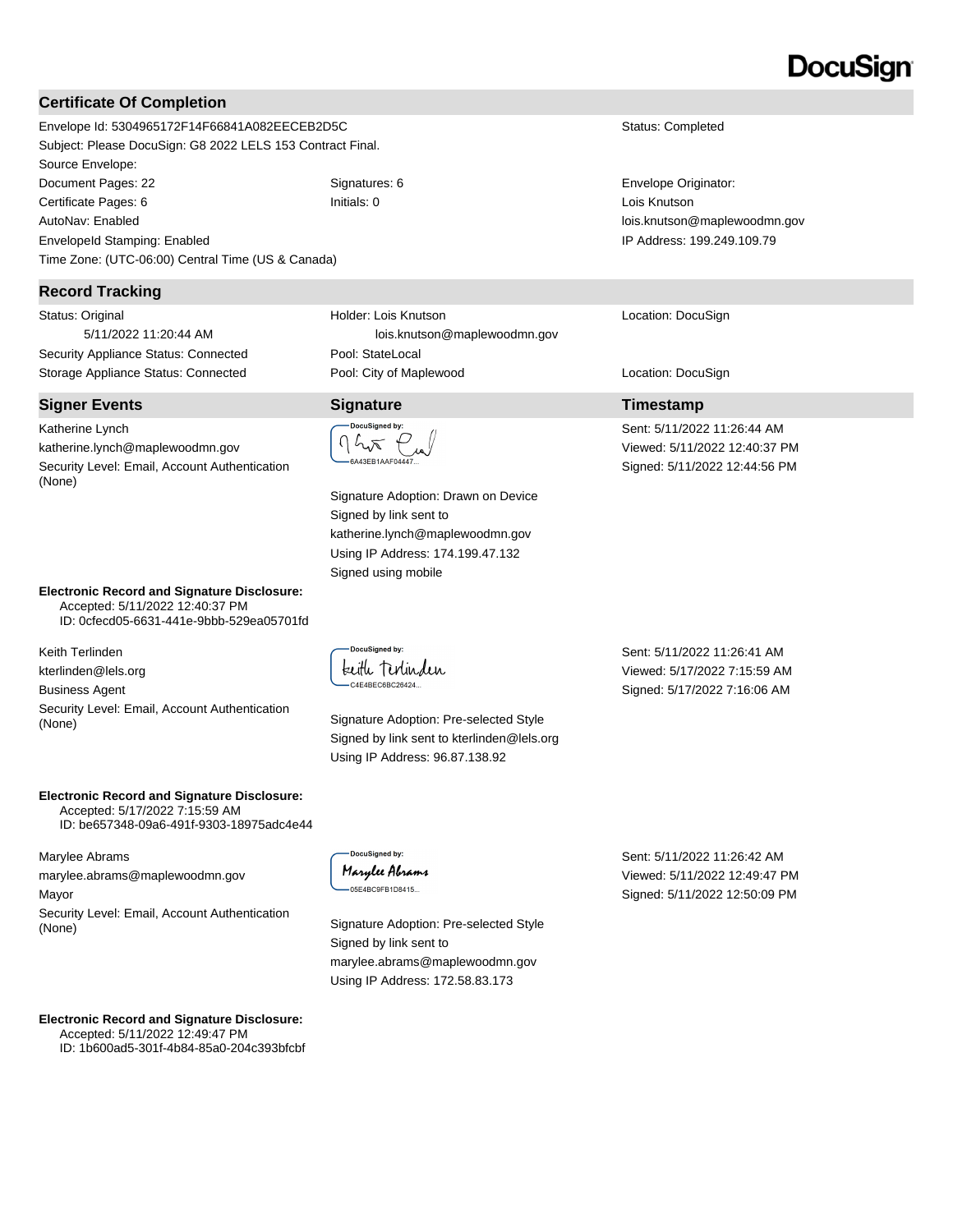DocuSign

## Certificate Of Completion

Envelope Id: 5304965172F14F66841A082EECEB2D5C

Status: Completed

Subject: Please DocuSign: G8 2022 LELS 153 Contract Final.

Source Envelope:

Document Pages: 22

Signatures: 6

Envelope Originator:

Certificate Pages: 6

Initials: 0

Lois Knutson

AutoNav: Enabled

lois.knutson@maplewoodmn.gov

EnvelopeId Stamping: Enabled

IP Address: 199.249.109.79

Time Zone: (UTC-06:00) Central Time (US & Canada)

## Record Tracking

| | | |
|---|---|---|
| Status: Original<br>5/11/2022 11:20:44 AM | Holder: Lois Knutson<br>lois.knutson@maplewoodmn.gov | Location: DocuSign |
| Security Appliance Status: Connected | Pool: StateLocal | |
| Storage Appliance Status: Connected | Pool: City of Maplewood | Location: DocuSign |

## Signer Events

| Signer Events | Signature | Timestamp |
|---|---|---|
| Katherine Lynch<br>katherine.lynch@maplewoodmn.gov<br>Security Level: Email, Account Authentication (None) | DocuSigned by:<br>6A43EB1AAF04447...<br><br>Signature Adoption: Drawn on Device<br>Signed by link sent to katherine.lynch@maplewoodmn.gov<br>Using IP Address: 174.199.47.132<br>Signed using mobile | Sent: 5/11/2022 11:26:44 AM<br>Viewed: 5/11/2022 12:40:37 PM<br>Signed: 5/11/2022 12:44:56 PM |
| **Electronic Record and Signature Disclosure:**<br>Accepted: 5/11/2022 12:40:37 PM<br>ID: 0cfecd05-6631-441e-9bbb-529ea05701fd | | |
| Keith Terlinden<br>kterlinden@lels.org<br>Business Agent<br>Security Level: Email, Account Authentication (None) | DocuSigned by:<br>Keith Terlinden<br>C4E4BEC6BC26424...<br><br>Signature Adoption: Pre-selected Style<br>Signed by link sent to kterlinden@lels.org<br>Using IP Address: 96.87.138.92 | Sent: 5/11/2022 11:26:41 AM<br>Viewed: 5/17/2022 7:15:59 AM<br>Signed: 5/17/2022 7:16:06 AM |
| **Electronic Record and Signature Disclosure:**<br>Accepted: 5/17/2022 7:15:59 AM<br>ID: be657348-09a6-491f-9303-18975adc4e44 | | |
| Marylee Abrams<br>marylee.abrams@maplewoodmn.gov<br>Mayor<br>Security Level: Email, Account Authentication (None) | DocuSigned by:<br>Marylee Abrams<br>05E4BC9FB1D8415...<br><br>Signature Adoption: Pre-selected Style<br>Signed by link sent to marylee.abrams@maplewoodmn.gov<br>Using IP Address: 172.58.83.173 | Sent: 5/11/2022 11:26:42 AM<br>Viewed: 5/11/2022 12:49:47 PM<br>Signed: 5/11/2022 12:50:09 PM |
| **Electronic Record and Signature Disclosure:**<br>Accepted: 5/11/2022 12:49:47 PM<br>ID: 1b600ad5-301f-4b84-85a0-204c393bfcbf | | |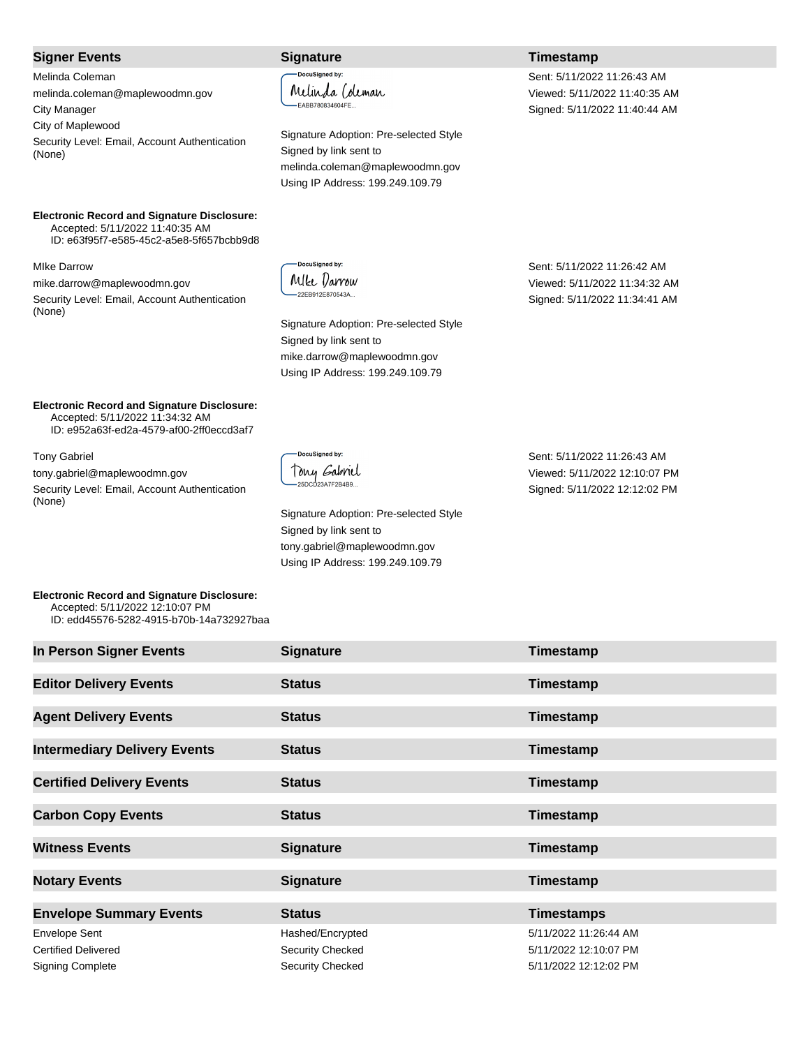| Signer Events | Signature | Timestamp |
|---|---|---|
| Melinda Coleman<br>melinda.coleman@maplewoodmn.gov<br>City Manager<br>City of Maplewood<br>Security Level: Email, Account Authentication (None) | DocuSigned by: Melinda Coleman<br>EABB780834604FE...<br><br>Signature Adoption: Pre-selected Style<br>Signed by link sent to melinda.coleman@maplewoodmn.gov<br>Using IP Address: 199.249.109.79 | Sent: 5/11/2022 11:26:43 AM<br>Viewed: 5/11/2022 11:40:35 AM<br>Signed: 5/11/2022 11:40:44 AM |
| **Electronic Record and Signature Disclosure:**<br>Accepted: 5/11/2022 11:40:35 AM<br>ID: e63f95f7-e585-45c2-a5e8-5f657bcbb9d8 | | |
| MIke Darrow<br>mike.darrow@maplewoodmn.gov<br>Security Level: Email, Account Authentication (None) | DocuSigned by: MIke Darrow<br>22EB912E870543A...<br><br>Signature Adoption: Pre-selected Style<br>Signed by link sent to mike.darrow@maplewoodmn.gov<br>Using IP Address: 199.249.109.79 | Sent: 5/11/2022 11:26:42 AM<br>Viewed: 5/11/2022 11:34:32 AM<br>Signed: 5/11/2022 11:34:41 AM |
| **Electronic Record and Signature Disclosure:**<br>Accepted: 5/11/2022 11:34:32 AM<br>ID: e952a63f-ed2a-4579-af00-2ff0eccd3af7 | | |
| Tony Gabriel<br>tony.gabriel@maplewoodmn.gov<br>Security Level: Email, Account Authentication (None) | DocuSigned by: Tony Gabriel<br>25DCD23A7F2B4B9...<br><br>Signature Adoption: Pre-selected Style<br>Signed by link sent to tony.gabriel@maplewoodmn.gov<br>Using IP Address: 199.249.109.79 | Sent: 5/11/2022 11:26:43 AM<br>Viewed: 5/11/2022 12:10:07 PM<br>Signed: 5/11/2022 12:12:02 PM |
| **Electronic Record and Signature Disclosure:**<br>Accepted: 5/11/2022 12:10:07 PM<br>ID: edd45576-5282-4915-b70b-14a732927baa | | |

| In Person Signer Events | Signature | Timestamp |
|---|---|---|

| Editor Delivery Events | Status | Timestamp |
|---|---|---|

| Agent Delivery Events | Status | Timestamp |
|---|---|---|

| Intermediary Delivery Events | Status | Timestamp |
|---|---|---|

| Certified Delivery Events | Status | Timestamp |
|---|---|---|

| Carbon Copy Events | Status | Timestamp |
|---|---|---|

| Witness Events | Signature | Timestamp |
|---|---|---|

| Notary Events | Signature | Timestamp |
|---|---|---|

| Envelope Summary Events | Status | Timestamps |
|---|---|---|
| Envelope Sent | Hashed/Encrypted | 5/11/2022 11:26:44 AM |
| Certified Delivered | Security Checked | 5/11/2022 12:10:07 PM |
| Signing Complete | Security Checked | 5/11/2022 12:12:02 PM |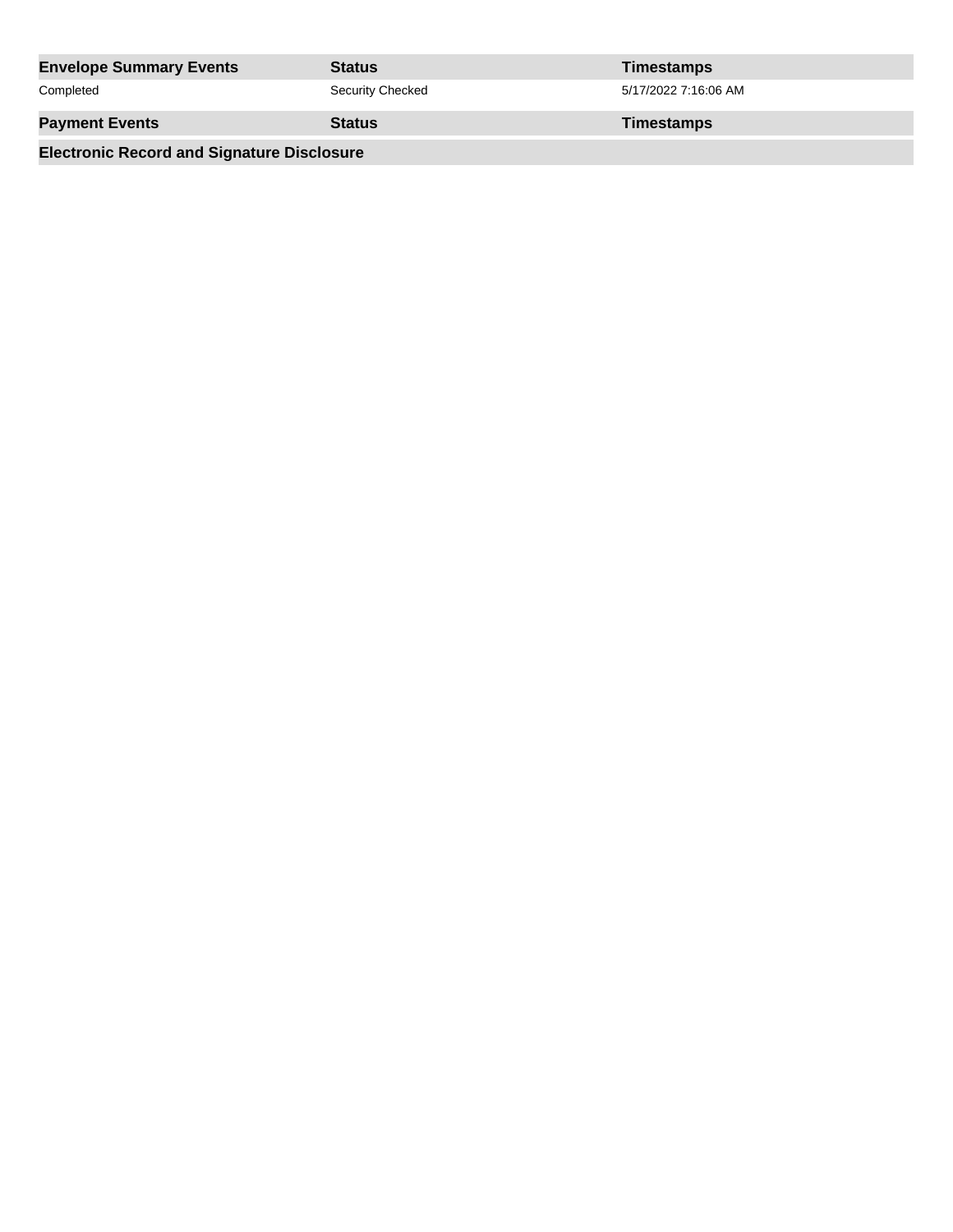| Envelope Summary Events | Status | Timestamps |
| --- | --- | --- |
| Completed | Security Checked | 5/17/2022 7:16:06 AM |

| Payment Events | Status | Timestamps |
| --- | --- | --- |

**Electronic Record and Signature Disclosure**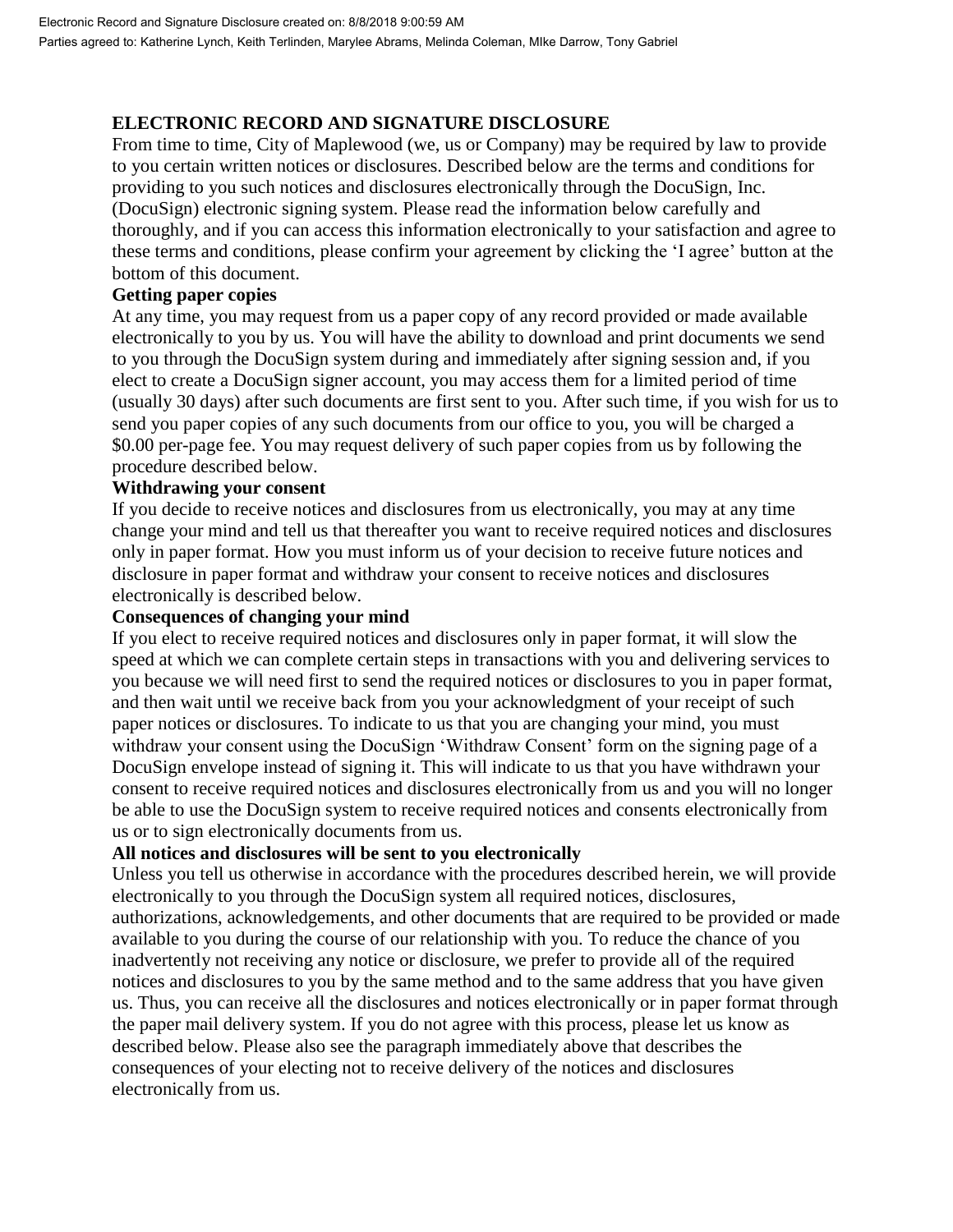Electronic Record and Signature Disclosure created on: 8/8/2018 9:00:59 AM

Parties agreed to: Katherine Lynch, Keith Terlinden, Marylee Abrams, Melinda Coleman, MIke Darrow, Tony Gabriel

## ELECTRONIC RECORD AND SIGNATURE DISCLOSURE

From time to time, City of Maplewood (we, us or Company) may be required by law to provide to you certain written notices or disclosures. Described below are the terms and conditions for providing to you such notices and disclosures electronically through the DocuSign, Inc. (DocuSign) electronic signing system. Please read the information below carefully and thoroughly, and if you can access this information electronically to your satisfaction and agree to these terms and conditions, please confirm your agreement by clicking the 'I agree' button at the bottom of this document.

### Getting paper copies

At any time, you may request from us a paper copy of any record provided or made available electronically to you by us. You will have the ability to download and print documents we send to you through the DocuSign system during and immediately after signing session and, if you elect to create a DocuSign signer account, you may access them for a limited period of time (usually 30 days) after such documents are first sent to you. After such time, if you wish for us to send you paper copies of any such documents from our office to you, you will be charged a $0.00 per-page fee. You may request delivery of such paper copies from us by following the procedure described below.

### Withdrawing your consent

If you decide to receive notices and disclosures from us electronically, you may at any time change your mind and tell us that thereafter you want to receive required notices and disclosures only in paper format. How you must inform us of your decision to receive future notices and disclosure in paper format and withdraw your consent to receive notices and disclosures electronically is described below.

### Consequences of changing your mind

If you elect to receive required notices and disclosures only in paper format, it will slow the speed at which we can complete certain steps in transactions with you and delivering services to you because we will need first to send the required notices or disclosures to you in paper format, and then wait until we receive back from you your acknowledgment of your receipt of such paper notices or disclosures. To indicate to us that you are changing your mind, you must withdraw your consent using the DocuSign 'Withdraw Consent' form on the signing page of a DocuSign envelope instead of signing it. This will indicate to us that you have withdrawn your consent to receive required notices and disclosures electronically from us and you will no longer be able to use the DocuSign system to receive required notices and consents electronically from us or to sign electronically documents from us.

### All notices and disclosures will be sent to you electronically

Unless you tell us otherwise in accordance with the procedures described herein, we will provide electronically to you through the DocuSign system all required notices, disclosures, authorizations, acknowledgements, and other documents that are required to be provided or made available to you during the course of our relationship with you. To reduce the chance of you inadvertently not receiving any notice or disclosure, we prefer to provide all of the required notices and disclosures to you by the same method and to the same address that you have given us. Thus, you can receive all the disclosures and notices electronically or in paper format through the paper mail delivery system. If you do not agree with this process, please let us know as described below. Please also see the paragraph immediately above that describes the consequences of your electing not to receive delivery of the notices and disclosures electronically from us.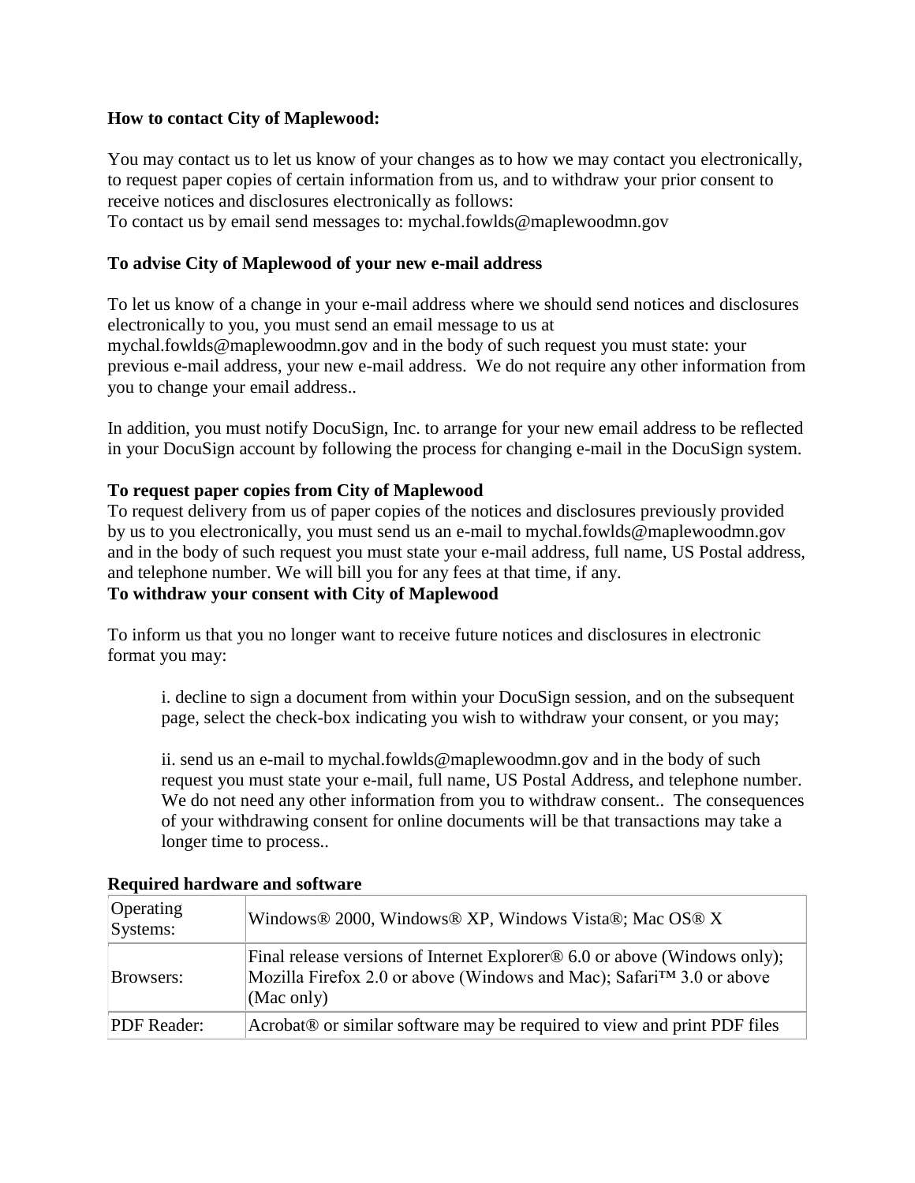**How to contact City of Maplewood:**

You may contact us to let us know of your changes as to how we may contact you electronically, to request paper copies of certain information from us, and to withdraw your prior consent to receive notices and disclosures electronically as follows:
To contact us by email send messages to: mychal.fowlds@maplewoodmn.gov

**To advise City of Maplewood of your new e-mail address**

To let us know of a change in your e-mail address where we should send notices and disclosures electronically to you, you must send an email message to us at mychal.fowlds@maplewoodmn.gov and in the body of such request you must state: your previous e-mail address, your new e-mail address. We do not require any other information from you to change your email address..

In addition, you must notify DocuSign, Inc. to arrange for your new email address to be reflected in your DocuSign account by following the process for changing e-mail in the DocuSign system.

**To request paper copies from City of Maplewood**
To request delivery from us of paper copies of the notices and disclosures previously provided by us to you electronically, you must send us an e-mail to mychal.fowlds@maplewoodmn.gov and in the body of such request you must state your e-mail address, full name, US Postal address, and telephone number. We will bill you for any fees at that time, if any.
**To withdraw your consent with City of Maplewood**

To inform us that you no longer want to receive future notices and disclosures in electronic format you may:

i. decline to sign a document from within your DocuSign session, and on the subsequent page, select the check-box indicating you wish to withdraw your consent, or you may;

ii. send us an e-mail to mychal.fowlds@maplewoodmn.gov and in the body of such request you must state your e-mail, full name, US Postal Address, and telephone number. We do not need any other information from you to withdraw consent.. The consequences of your withdrawing consent for online documents will be that transactions may take a longer time to process..

**Required hardware and software**

| | |
|---|---|
| Operating Systems: | Windows® 2000, Windows® XP, Windows Vista®; Mac OS® X |
| Browsers: | Final release versions of Internet Explorer® 6.0 or above (Windows only); Mozilla Firefox 2.0 or above (Windows and Mac); Safari™ 3.0 or above (Mac only) |
| PDF Reader: | Acrobat® or similar software may be required to view and print PDF files |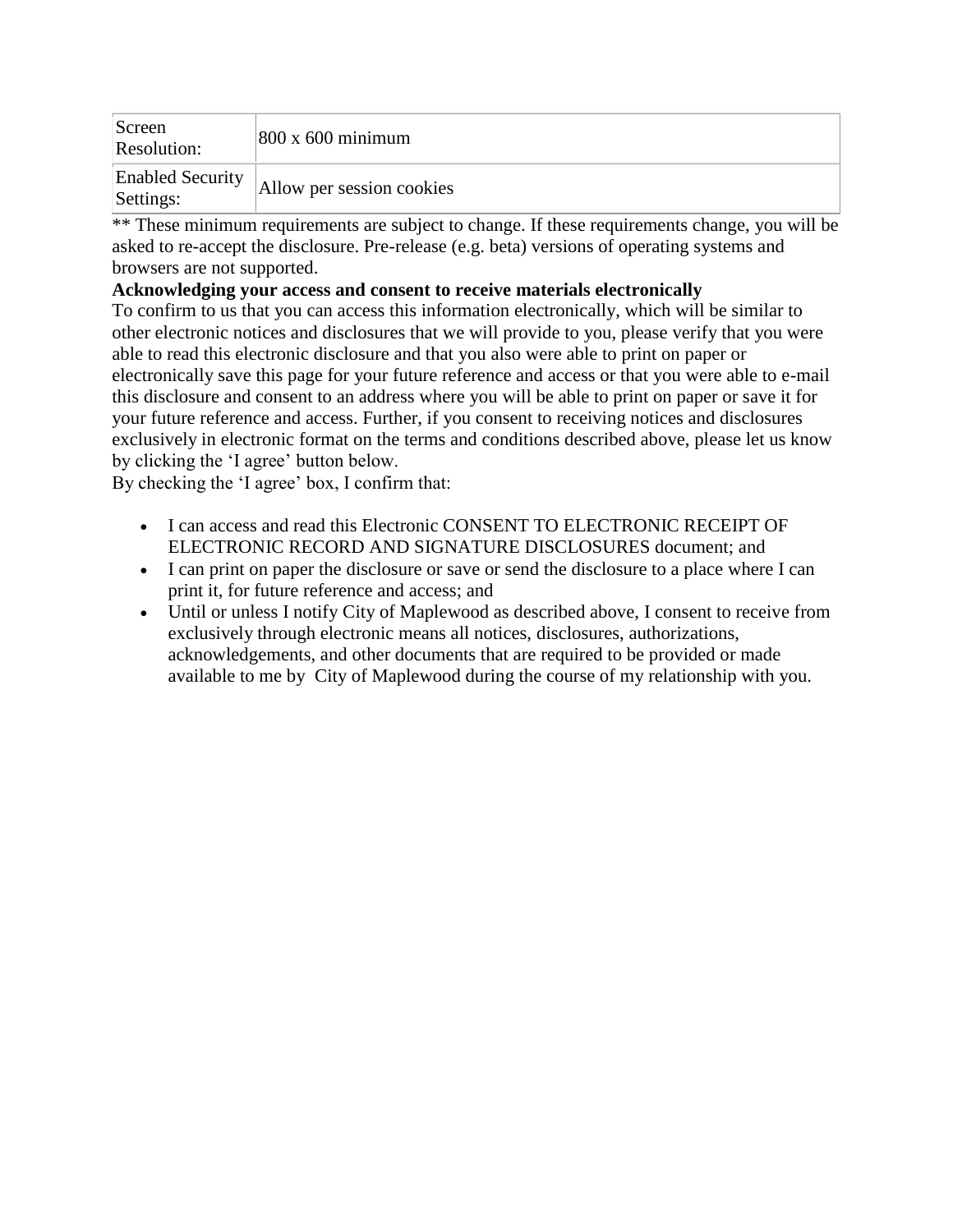| | |
|---|---|
| Screen Resolution: | 800 x 600 minimum |
| Enabled Security Settings: | Allow per session cookies |

** These minimum requirements are subject to change. If these requirements change, you will be asked to re-accept the disclosure. Pre-release (e.g. beta) versions of operating systems and browsers are not supported.

**Acknowledging your access and consent to receive materials electronically**

To confirm to us that you can access this information electronically, which will be similar to other electronic notices and disclosures that we will provide to you, please verify that you were able to read this electronic disclosure and that you also were able to print on paper or electronically save this page for your future reference and access or that you were able to e-mail this disclosure and consent to an address where you will be able to print on paper or save it for your future reference and access. Further, if you consent to receiving notices and disclosures exclusively in electronic format on the terms and conditions described above, please let us know by clicking the 'I agree' button below.

By checking the 'I agree' box, I confirm that:

- I can access and read this Electronic CONSENT TO ELECTRONIC RECEIPT OF ELECTRONIC RECORD AND SIGNATURE DISCLOSURES document; and
- I can print on paper the disclosure or save or send the disclosure to a place where I can print it, for future reference and access; and
- Until or unless I notify City of Maplewood as described above, I consent to receive from exclusively through electronic means all notices, disclosures, authorizations, acknowledgements, and other documents that are required to be provided or made available to me by City of Maplewood during the course of my relationship with you.